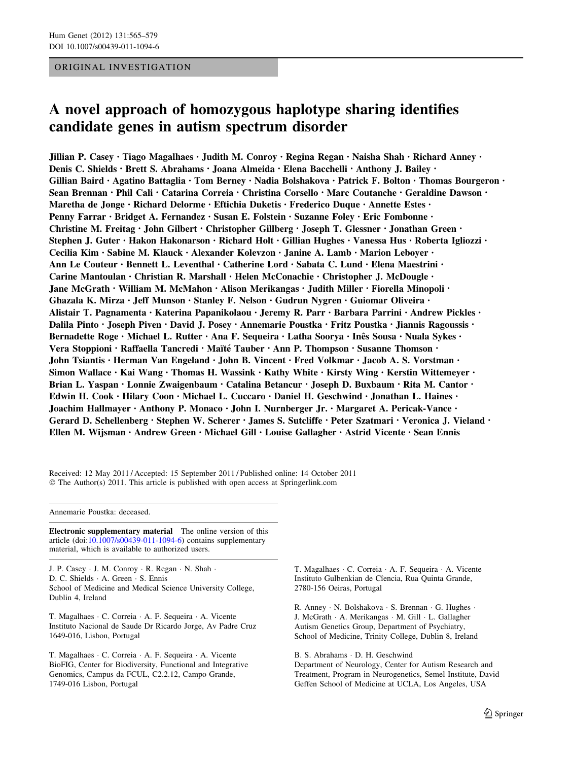ORIGINAL INVESTIGATION

# A novel approach of homozygous haplotype sharing identifies candidate genes in autism spectrum disorder

**Jillian P. Casey · Tiago Magalhaes · Judith M. Conroy · Regina Regan · Naisha Shah · Richard Anney · Denis C. Shields · Brett S. Abrahams · Joana Almeida · Elena Bacchelli · Anthony J. Bailey · Gillian Baird · Agatino Battaglia · Tom Berney · Nadia Bolshakova · Patrick F. Bolton · Thomas Bourgeron · Sean Brennan · Phil Cali · Catarina Correia · Christina Corsello · Marc Coutanche · Geraldine Dawson · Maretha de Jonge · Richard Delorme · Eftichia Duketis · Frederico Duque · Annette Estes · Penny Farrar · Bridget A. Fernandez · Susan E. Folstein · Suzanne Foley · Eric Fombonne · Christine M. Freitag · John Gilbert · Christopher Gillberg · Joseph T. Glessner · Jonathan Green · Stephen J. Guter · Hakon Hakonarson · Richard Holt · Gillian Hughes · Vanessa Hus · Roberta Igliozzi · Cecilia Kim · Sabine M. Klauck · Alexander Kolevzon · Janine A. Lamb · Marion Leboyer · Ann Le Couteur · Bennett L. Leventhal · Catherine Lord · Sabata C. Lund · Elena Maestrini · Carine Mantoulan · Christian R. Marshall · Helen McConachie · Christopher J. McDougle · Jane McGrath · William M. McMahon · Alison Merikangas · Judith Miller · Fiorella Minopoli · Ghazala K. Mirza · Jeff Munson · Stanley F. Nelson · Gudrun Nygren · Guiomar Oliveira · Alistair T. Pagnamenta · Katerina Papanikolaou · Jeremy R. Parr · Barbara Parrini · Andrew Pickles · Dalila Pinto · Joseph Piven · David J. Posey · Annemarie Poustka · Fritz Poustka · Jiannis Ragoussis · Bernadette Roge · Michael L. Rutter · Ana F. Sequeira · Latha Soorya · Inês Sousa · Nuala Sykes · Vera Stoppioni · Raffaella Tancredi · Maïté Tauber · Ann P. Thompson · Susanne Thomson · John Tsiantis · Herman Van Engeland · John B. Vincent · Fred Volkmar · Jacob A. S. Vorstman · Simon Wallace · Kai Wang · Thomas H. Wassink · Kathy White · Kirsty Wing · Kerstin Wittemeyer · Brian L. Yaspan · Lonnie Zwaigenbaum · Catalina Betancur · Joseph D. Buxbaum · Rita M. Cantor · Edwin H. Cook · Hilary Coon · Michael L. Cuccaro · Daniel H. Geschwind · Jonathan L. Haines · Joachim Hallmayer · Anthony P. Monaco · John I. Nurnberger Jr. · Margaret A. Pericak-Vance · Gerard D. Schellenberg · Stephen W. Scherer · James S. Sutcliffe · Peter Szatmari · Veronica J. Vieland · Ellen M. Wijsman · Andrew Green · Michael Gill · Louise Gallagher · Astrid Vicente · Sean Ennis**

Received: 12 May 2011 / Accepted: 15 September 2011 / Published online: 14 October 2011
© The Author(s) 2011. This article is published with open access at Springerlink.com

Annemarie Poustka: deceased.

**Electronic supplementary material** The online version of this article (doi:10.1007/s00439-011-1094-6) contains supplementary material, which is available to authorized users.

J. P. Casey · J. M. Conroy · R. Regan · N. Shah · D. C. Shields · A. Green · S. Ennis
School of Medicine and Medical Science University College, Dublin 4, Ireland

T. Magalhaes · C. Correia · A. F. Sequeira · A. Vicente
Instituto Nacional de Saude Dr Ricardo Jorge, Av Padre Cruz 1649-016, Lisbon, Portugal

T. Magalhaes · C. Correia · A. F. Sequeira · A. Vicente
BioFIG, Center for Biodiversity, Functional and Integrative Genomics, Campus da FCUL, C2.2.12, Campo Grande, 1749-016 Lisbon, Portugal

T. Magalhaes · C. Correia · A. F. Sequeira · A. Vicente
Instituto Gulbenkian de Cîencia, Rua Quinta Grande, 2780-156 Oeiras, Portugal

R. Anney · N. Bolshakova · S. Brennan · G. Hughes · J. McGrath · A. Merikangas · M. Gill · L. Gallagher
Autism Genetics Group, Department of Psychiatry, School of Medicine, Trinity College, Dublin 8, Ireland

B. S. Abrahams · D. H. Geschwind
Department of Neurology, Center for Autism Research and Treatment, Program in Neurogenetics, Semel Institute, David Geffen School of Medicine at UCLA, Los Angeles, USA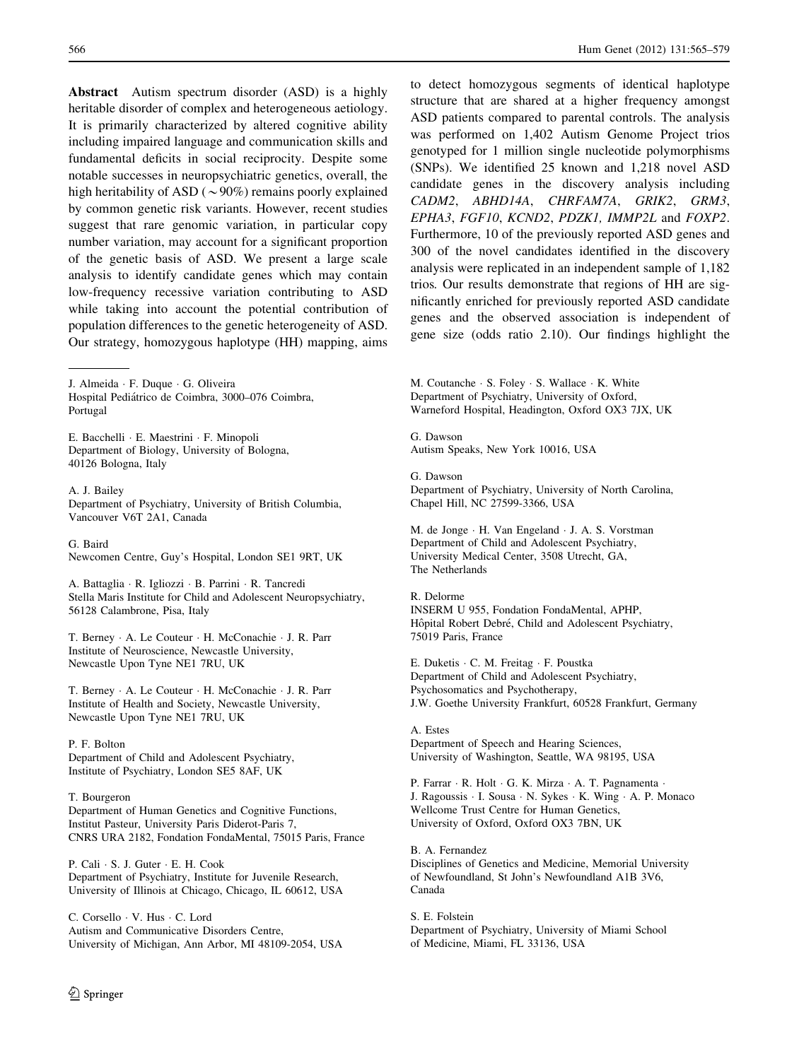**Abstract** Autism spectrum disorder (ASD) is a highly heritable disorder of complex and heterogeneous aetiology. It is primarily characterized by altered cognitive ability including impaired language and communication skills and fundamental deficits in social reciprocity. Despite some notable successes in neuropsychiatric genetics, overall, the high heritability of ASD (~90%) remains poorly explained by common genetic risk variants. However, recent studies suggest that rare genomic variation, in particular copy number variation, may account for a significant proportion of the genetic basis of ASD. We present a large scale analysis to identify candidate genes which may contain low-frequency recessive variation contributing to ASD while taking into account the potential contribution of population differences to the genetic heterogeneity of ASD. Our strategy, homozygous haplotype (HH) mapping, aims to detect homozygous segments of identical haplotype structure that are shared at a higher frequency amongst ASD patients compared to parental controls. The analysis was performed on 1,402 Autism Genome Project trios genotyped for 1 million single nucleotide polymorphisms (SNPs). We identified 25 known and 1,218 novel ASD candidate genes in the discovery analysis including *CADM2*, *ABHD14A*, *CHRFAM7A*, *GRIK2*, *GRM3*, *EPHA3*, *FGF10*, *KCND2*, *PDZK1, IMMP2L* and *FOXP2*. Furthermore, 10 of the previously reported ASD genes and 300 of the novel candidates identified in the discovery analysis were replicated in an independent sample of 1,182 trios. Our results demonstrate that regions of HH are significantly enriched for previously reported ASD candidate genes and the observed association is independent of gene size (odds ratio 2.10). Our findings highlight the

---

J. Almeida · F. Duque · G. Oliveira
Hospital Pediátrico de Coimbra, 3000–076 Coimbra, Portugal

E. Bacchelli · E. Maestrini · F. Minopoli
Department of Biology, University of Bologna, 40126 Bologna, Italy

A. J. Bailey
Department of Psychiatry, University of British Columbia, Vancouver V6T 2A1, Canada

G. Baird
Newcomen Centre, Guy's Hospital, London SE1 9RT, UK

A. Battaglia · R. Igliozzi · B. Parrini · R. Tancredi
Stella Maris Institute for Child and Adolescent Neuropsychiatry, 56128 Calambrone, Pisa, Italy

T. Berney · A. Le Couteur · H. McConachie · J. R. Parr
Institute of Neuroscience, Newcastle University, Newcastle Upon Tyne NE1 7RU, UK

T. Berney · A. Le Couteur · H. McConachie · J. R. Parr
Institute of Health and Society, Newcastle University, Newcastle Upon Tyne NE1 7RU, UK

P. F. Bolton
Department of Child and Adolescent Psychiatry, Institute of Psychiatry, London SE5 8AF, UK

T. Bourgeron
Department of Human Genetics and Cognitive Functions, Institut Pasteur, University Paris Diderot-Paris 7, CNRS URA 2182, Fondation FondaMental, 75015 Paris, France

P. Cali · S. J. Guter · E. H. Cook
Department of Psychiatry, Institute for Juvenile Research, University of Illinois at Chicago, Chicago, IL 60612, USA

C. Corsello · V. Hus · C. Lord
Autism and Communicative Disorders Centre, University of Michigan, Ann Arbor, MI 48109-2054, USA

M. Coutanche · S. Foley · S. Wallace · K. White
Department of Psychiatry, University of Oxford, Warneford Hospital, Headington, Oxford OX3 7JX, UK

G. Dawson
Autism Speaks, New York 10016, USA

G. Dawson
Department of Psychiatry, University of North Carolina, Chapel Hill, NC 27599-3366, USA

M. de Jonge · H. Van Engeland · J. A. S. Vorstman
Department of Child and Adolescent Psychiatry, University Medical Center, 3508 Utrecht, GA, The Netherlands

R. Delorme
INSERM U 955, Fondation FondaMental, APHP, Hôpital Robert Debré, Child and Adolescent Psychiatry, 75019 Paris, France

E. Duketis · C. M. Freitag · F. Poustka
Department of Child and Adolescent Psychiatry, Psychosomatics and Psychotherapy, J.W. Goethe University Frankfurt, 60528 Frankfurt, Germany

A. Estes
Department of Speech and Hearing Sciences, University of Washington, Seattle, WA 98195, USA

P. Farrar · R. Holt · G. K. Mirza · A. T. Pagnamenta · J. Ragoussis · I. Sousa · N. Sykes · K. Wing · A. P. Monaco
Wellcome Trust Centre for Human Genetics, University of Oxford, Oxford OX3 7BN, UK

B. A. Fernandez
Disciplines of Genetics and Medicine, Memorial University of Newfoundland, St John's Newfoundland A1B 3V6, Canada

S. E. Folstein
Department of Psychiatry, University of Miami School of Medicine, Miami, FL 33136, USA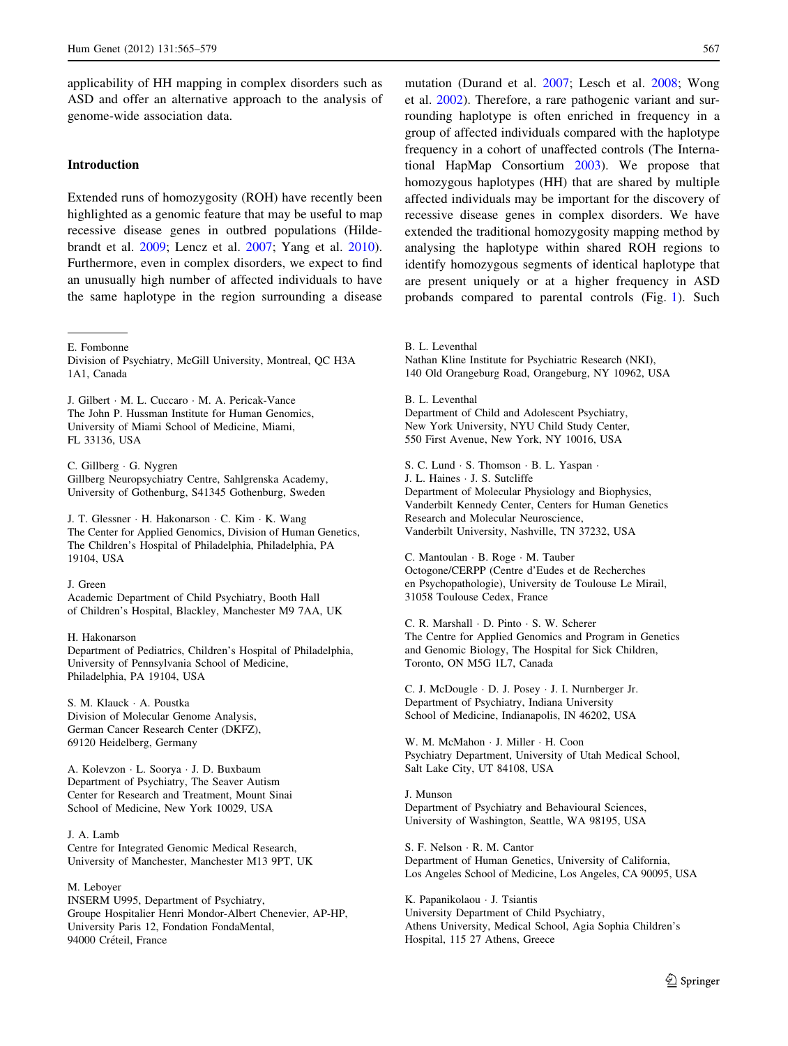applicability of HH mapping in complex disorders such as ASD and offer an alternative approach to the analysis of genome-wide association data.

## Introduction

Extended runs of homozygosity (ROH) have recently been highlighted as a genomic feature that may be useful to map recessive disease genes in outbred populations (Hildebrandt et al. 2009; Lencz et al. 2007; Yang et al. 2010). Furthermore, even in complex disorders, we expect to find an unusually high number of affected individuals to have the same haplotype in the region surrounding a disease mutation (Durand et al. 2007; Lesch et al. 2008; Wong et al. 2002). Therefore, a rare pathogenic variant and surrounding haplotype is often enriched in frequency in a group of affected individuals compared with the haplotype frequency in a cohort of unaffected controls (The International HapMap Consortium 2003). We propose that homozygous haplotypes (HH) that are shared by multiple affected individuals may be important for the discovery of recessive disease genes in complex disorders. We have extended the traditional homozygosity mapping method by analysing the haplotype within shared ROH regions to identify homozygous segments of identical haplotype that are present uniquely or at a higher frequency in ASD probands compared to parental controls (Fig. 1). Such

---

E. Fombonne
Division of Psychiatry, McGill University, Montreal, QC H3A 1A1, Canada

J. Gilbert · M. L. Cuccaro · M. A. Pericak-Vance
The John P. Hussman Institute for Human Genomics, University of Miami School of Medicine, Miami, FL 33136, USA

C. Gillberg · G. Nygren
Gillberg Neuropsychiatry Centre, Sahlgrenska Academy, University of Gothenburg, S41345 Gothenburg, Sweden

J. T. Glessner · H. Hakonarson · C. Kim · K. Wang
The Center for Applied Genomics, Division of Human Genetics, The Children's Hospital of Philadelphia, Philadelphia, PA 19104, USA

J. Green
Academic Department of Child Psychiatry, Booth Hall of Children's Hospital, Blackley, Manchester M9 7AA, UK

H. Hakonarson
Department of Pediatrics, Children's Hospital of Philadelphia, University of Pennsylvania School of Medicine, Philadelphia, PA 19104, USA

S. M. Klauck · A. Poustka
Division of Molecular Genome Analysis, German Cancer Research Center (DKFZ), 69120 Heidelberg, Germany

A. Kolevzon · L. Soorya · J. D. Buxbaum
Department of Psychiatry, The Seaver Autism Center for Research and Treatment, Mount Sinai School of Medicine, New York 10029, USA

J. A. Lamb
Centre for Integrated Genomic Medical Research, University of Manchester, Manchester M13 9PT, UK

M. Leboyer
INSERM U995, Department of Psychiatry, Groupe Hospitalier Henri Mondor-Albert Chenevier, AP-HP, University Paris 12, Fondation FondaMental, 94000 Créteil, France

B. L. Leventhal
Nathan Kline Institute for Psychiatric Research (NKI), 140 Old Orangeburg Road, Orangeburg, NY 10962, USA

B. L. Leventhal
Department of Child and Adolescent Psychiatry, New York University, NYU Child Study Center, 550 First Avenue, New York, NY 10016, USA

S. C. Lund · S. Thomson · B. L. Yaspan · J. L. Haines · J. S. Sutcliffe
Department of Molecular Physiology and Biophysics, Vanderbilt Kennedy Center, Centers for Human Genetics Research and Molecular Neuroscience, Vanderbilt University, Nashville, TN 37232, USA

C. Mantoulan · B. Roge · M. Tauber
Octogone/CERPP (Centre d'Eudes et de Recherches en Psychopathologie), University de Toulouse Le Mirail, 31058 Toulouse Cedex, France

C. R. Marshall · D. Pinto · S. W. Scherer
The Centre for Applied Genomics and Program in Genetics and Genomic Biology, The Hospital for Sick Children, Toronto, ON M5G 1L7, Canada

C. J. McDougle · D. J. Posey · J. I. Nurnberger Jr.
Department of Psychiatry, Indiana University School of Medicine, Indianapolis, IN 46202, USA

W. M. McMahon · J. Miller · H. Coon
Psychiatry Department, University of Utah Medical School, Salt Lake City, UT 84108, USA

J. Munson
Department of Psychiatry and Behavioural Sciences, University of Washington, Seattle, WA 98195, USA

S. F. Nelson · R. M. Cantor
Department of Human Genetics, University of California, Los Angeles School of Medicine, Los Angeles, CA 90095, USA

K. Papanikolaou · J. Tsiantis
University Department of Child Psychiatry, Athens University, Medical School, Agia Sophia Children's Hospital, 115 27 Athens, Greece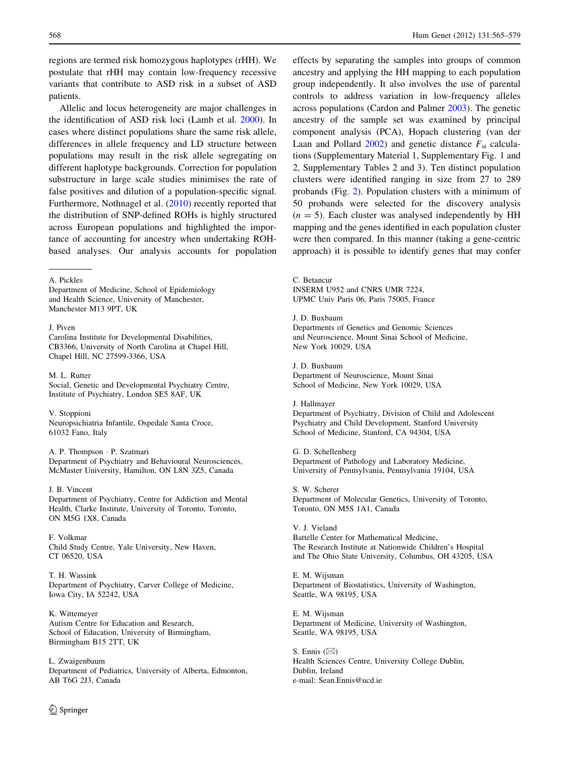regions are termed risk homozygous haplotypes (rHH). We postulate that rHH may contain low-frequency recessive variants that contribute to ASD risk in a subset of ASD patients.

Allelic and locus heterogeneity are major challenges in the identification of ASD risk loci (Lamb et al. 2000). In cases where distinct populations share the same risk allele, differences in allele frequency and LD structure between populations may result in the risk allele segregating on different haplotype backgrounds. Correction for population substructure in large scale studies minimises the rate of false positives and dilution of a population-specific signal. Furthermore, Nothnagel et al. (2010) recently reported that the distribution of SNP-defined ROHs is highly structured across European populations and highlighted the importance of accounting for ancestry when undertaking ROH-based analyses. Our analysis accounts for population effects by separating the samples into groups of common ancestry and applying the HH mapping to each population group independently. It also involves the use of parental controls to address variation in low-frequency alleles across populations (Cardon and Palmer 2003). The genetic ancestry of the sample set was examined by principal component analysis (PCA), Hopach clustering (van der Laan and Pollard 2002) and genetic distance $F_{st}$ calculations (Supplementary Material 1, Supplementary Fig. 1 and 2, Supplementary Tables 2 and 3). Ten distinct population clusters were identified ranging in size from 27 to 289 probands (Fig. 2). Population clusters with a minimum of 50 probands were selected for the discovery analysis ($n = 5$). Each cluster was analysed independently by HH mapping and the genes identified in each population cluster were then compared. In this manner (taking a gene-centric approach) it is possible to identify genes that may confer

---

A. Pickles
Department of Medicine, School of Epidemiology and Health Science, University of Manchester, Manchester M13 9PT, UK

J. Piven
Carolina Institute for Developmental Disabilities, CB3366, University of North Carolina at Chapel Hill, Chapel Hill, NC 27599-3366, USA

M. L. Rutter
Social, Genetic and Developmental Psychiatry Centre, Institute of Psychiatry, London SE5 8AF, UK

V. Stoppioni
Neuropsichiatria Infantile, Ospedale Santa Croce, 61032 Fano, Italy

A. P. Thompson · P. Szatmari
Department of Psychiatry and Behavioural Neurosciences, McMaster University, Hamilton, ON L8N 3Z5, Canada

J. B. Vincent
Department of Psychiatry, Centre for Addiction and Mental Health, Clarke Institute, University of Toronto, Toronto, ON M5G 1X8, Canada

F. Volkmar
Child Study Centre, Yale University, New Haven, CT 06520, USA

T. H. Wassink
Department of Psychiatry, Carver College of Medicine, Iowa City, IA 52242, USA

K. Wittemeyer
Autism Centre for Education and Research, School of Education, University of Birmingham, Birmingham B15 2TT, UK

L. Zwaigenbaum
Department of Pediatrics, University of Alberta, Edmonton, AB T6G 2J3, Canada

C. Betancur
INSERM U952 and CNRS UMR 7224, UPMC Univ Paris 06, Paris 75005, France

J. D. Buxbaum
Departments of Genetics and Genomic Sciences and Neuroscience, Mount Sinai School of Medicine, New York 10029, USA

J. D. Buxbaum
Department of Neuroscience, Mount Sinai School of Medicine, New York 10029, USA

J. Hallmayer
Department of Psychiatry, Division of Child and Adolescent Psychiatry and Child Development, Stanford University School of Medicine, Stanford, CA 94304, USA

G. D. Schellenberg
Department of Pathology and Laboratory Medicine, University of Pennsylvania, Pennsylvania 19104, USA

S. W. Scherer
Department of Molecular Genetics, University of Toronto, Toronto, ON M5S 1A1, Canada

V. J. Vieland
Battelle Center for Mathematical Medicine, The Research Institute at Nationwide Children's Hospital and The Ohio State University, Columbus, OH 43205, USA

E. M. Wijsman
Department of Biostatistics, University of Washington, Seattle, WA 98195, USA

E. M. Wijsman
Department of Medicine, University of Washington, Seattle, WA 98195, USA

S. Ennis (✉)
Health Sciences Centre, University College Dublin, Dublin, Ireland
e-mail: Sean.Ennis@ucd.ie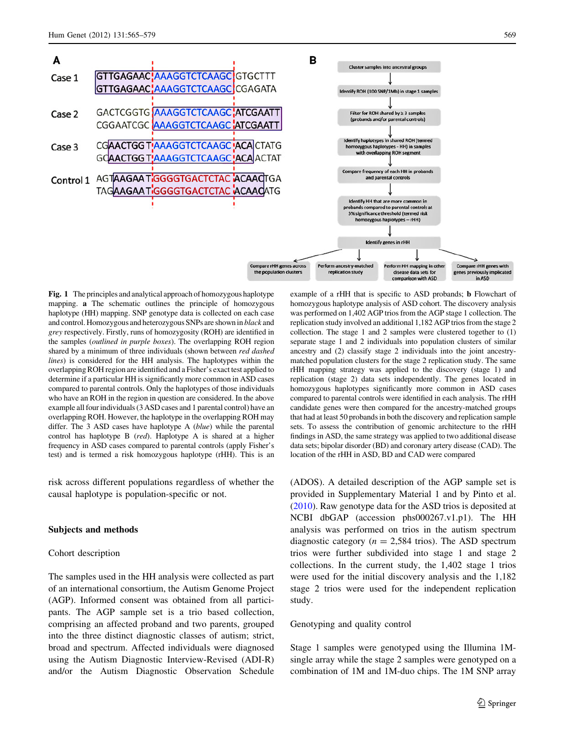**Fig. 1** The principles and analytical approach of homozygous haplotype mapping. **a** The schematic outlines the principle of homozygous haplotype (HH) mapping. SNP genotype data is collected on each case and control. Homozygous and heterozygous SNPs are shown in *black* and *grey* respectively. Firstly, runs of homozygosity (ROH) are identified in the samples (*outlined in purple boxes*). The overlapping ROH region shared by a minimum of three individuals (shown between *red dashed lines*) is considered for the HH analysis. The haplotypes within the overlapping ROH region are identified and a Fisher's exact test applied to determine if a particular HH is significantly more common in ASD cases compared to parental controls. Only the haplotypes of those individuals who have an ROH in the region in question are considered. In the above example all four individuals (3 ASD cases and 1 parental control) have an overlapping ROH. However, the haplotype in the overlapping ROH may differ. The 3 ASD cases have haplotype A (*blue*) while the parental control has haplotype B (*red*). Haplotype A is shared at a higher frequency in ASD cases compared to parental controls (apply Fisher's test) and is termed a risk homozygous haplotype (rHH). This is an example of a rHH that is specific to ASD probands; **b** Flowchart of homozygous haplotype analysis of ASD cohort. The discovery analysis was performed on 1,402 AGP trios from the AGP stage 1 collection. The replication study involved an additional 1,182 AGP trios from the stage 2 collection. The stage 1 and 2 samples were clustered together to (1) separate stage 1 and 2 individuals into population clusters of similar ancestry and (2) classify stage 2 individuals into the joint ancestry-matched population clusters for the stage 2 replication study. The same rHH mapping strategy was applied to the discovery (stage 1) and replication (stage 2) data sets independently. The genes located in homozygous haplotypes significantly more common in ASD cases compared to parental controls were identified in each analysis. The rHH candidate genes were then compared for the ancestry-matched groups that had at least 50 probands in both the discovery and replication sample sets. To assess the contribution of genomic architecture to the rHH findings in ASD, the same strategy was applied to two additional disease data sets; bipolar disorder (BD) and coronary artery disease (CAD). The location of the rHH in ASD, BD and CAD were compared

risk across different populations regardless of whether the causal haplotype is population-specific or not.

## Subjects and methods

### Cohort description

The samples used in the HH analysis were collected as part of an international consortium, the Autism Genome Project (AGP). Informed consent was obtained from all participants. The AGP sample set is a trio based collection, comprising an affected proband and two parents, grouped into the three distinct diagnostic classes of autism; strict, broad and spectrum. Affected individuals were diagnosed using the Autism Diagnostic Interview-Revised (ADI-R) and/or the Autism Diagnostic Observation Schedule (ADOS). A detailed description of the AGP sample set is provided in Supplementary Material 1 and by Pinto et al. (2010). Raw genotype data for the ASD trios is deposited at NCBI dbGAP (accession phs000267.v1.p1). The HH analysis was performed on trios in the autism spectrum diagnostic category ($n = 2{,}584$ trios). The ASD spectrum trios were further subdivided into stage 1 and stage 2 collections. In the current study, the 1,402 stage 1 trios were used for the initial discovery analysis and the 1,182 stage 2 trios were used for the independent replication study.

### Genotyping and quality control

Stage 1 samples were genotyped using the Illumina 1M-single array while the stage 2 samples were genotyped on a combination of 1M and 1M-duo chips. The 1M SNP array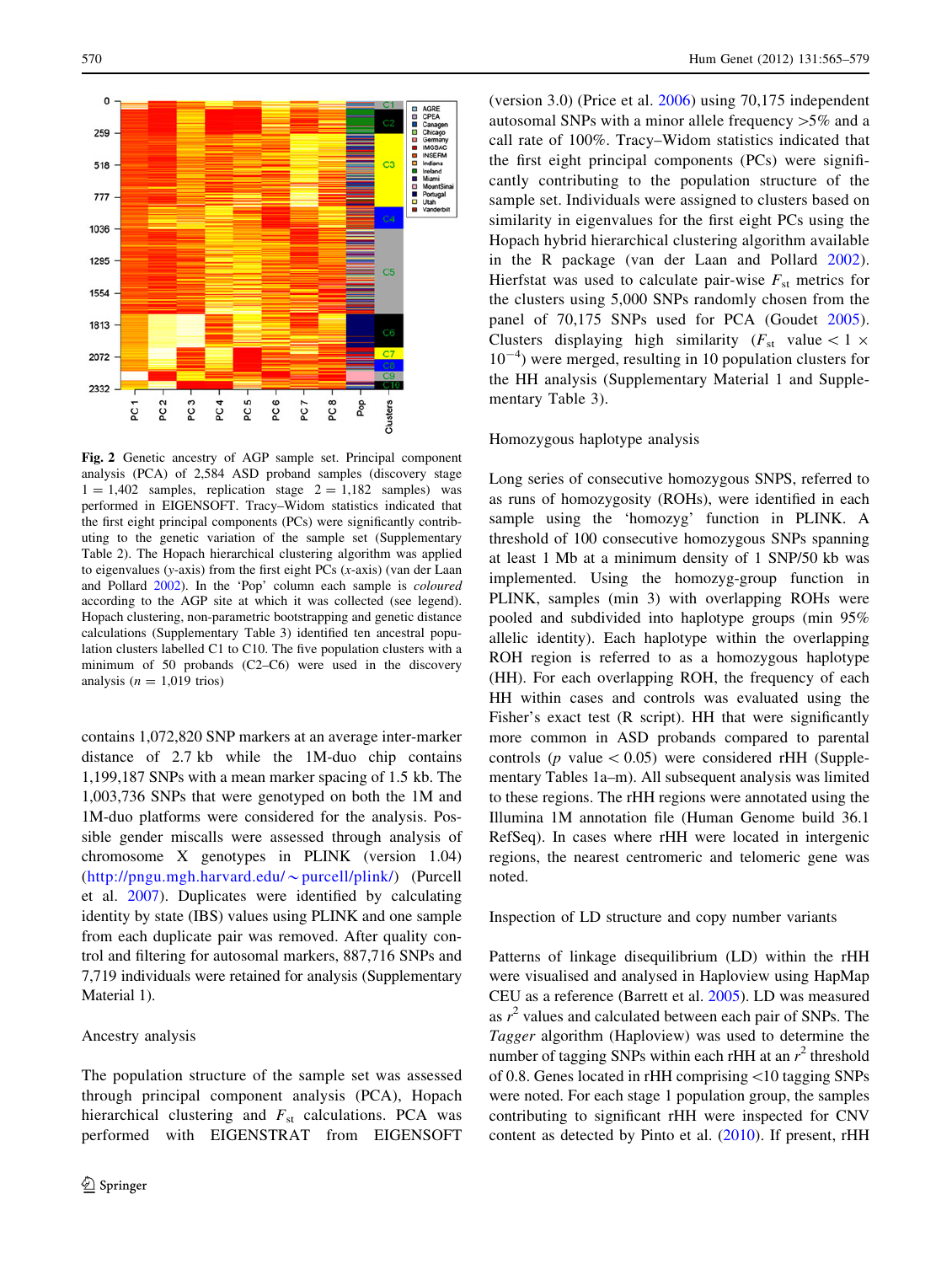**Fig. 2** Genetic ancestry of AGP sample set. Principal component analysis (PCA) of 2,584 ASD proband samples (discovery stage 1 = 1,402 samples, replication stage 2 = 1,182 samples) was performed in EIGENSOFT. Tracy–Widom statistics indicated that the first eight principal components (PCs) were significantly contributing to the genetic variation of the sample set (Supplementary Table 2). The Hopach hierarchical clustering algorithm was applied to eigenvalues (*y*-axis) from the first eight PCs (*x*-axis) (van der Laan and Pollard 2002). In the 'Pop' column each sample is *coloured* according to the AGP site at which it was collected (see legend). Hopach clustering, non-parametric bootstrapping and genetic distance calculations (Supplementary Table 3) identified ten ancestral population clusters labelled C1 to C10. The five population clusters with a minimum of 50 probands (C2–C6) were used in the discovery analysis ($n$ = 1,019 trios)

contains 1,072,820 SNP markers at an average inter-marker distance of 2.7 kb while the 1M-duo chip contains 1,199,187 SNPs with a mean marker spacing of 1.5 kb. The 1,003,736 SNPs that were genotyped on both the 1M and 1M-duo platforms were considered for the analysis. Possible gender miscalls were assessed through analysis of chromosome X genotypes in PLINK (version 1.04) (http://pngu.mgh.harvard.edu/~purcell/plink/) (Purcell et al. 2007). Duplicates were identified by calculating identity by state (IBS) values using PLINK and one sample from each duplicate pair was removed. After quality control and filtering for autosomal markers, 887,716 SNPs and 7,719 individuals were retained for analysis (Supplementary Material 1).

## Ancestry analysis

The population structure of the sample set was assessed through principal component analysis (PCA), Hopach hierarchical clustering and $F_{st}$ calculations. PCA was performed with EIGENSTRAT from EIGENSOFT (version 3.0) (Price et al. 2006) using 70,175 independent autosomal SNPs with a minor allele frequency >5% and a call rate of 100%. Tracy–Widom statistics indicated that the first eight principal components (PCs) were significantly contributing to the population structure of the sample set. Individuals were assigned to clusters based on similarity in eigenvalues for the first eight PCs using the Hopach hybrid hierarchical clustering algorithm available in the R package (van der Laan and Pollard 2002). Hierfstat was used to calculate pair-wise $F_{st}$ metrics for the clusters using 5,000 SNPs randomly chosen from the panel of 70,175 SNPs used for PCA (Goudet 2005). Clusters displaying high similarity ($F_{st}$ value $< 1 \times 10^{-4}$) were merged, resulting in 10 population clusters for the HH analysis (Supplementary Material 1 and Supplementary Table 3).

## Homozygous haplotype analysis

Long series of consecutive homozygous SNPS, referred to as runs of homozygosity (ROHs), were identified in each sample using the 'homozyg' function in PLINK. A threshold of 100 consecutive homozygous SNPs spanning at least 1 Mb at a minimum density of 1 SNP/50 kb was implemented. Using the homozyg-group function in PLINK, samples (min 3) with overlapping ROHs were pooled and subdivided into haplotype groups (min 95% allelic identity). Each haplotype within the overlapping ROH region is referred to as a homozygous haplotype (HH). For each overlapping ROH, the frequency of each HH within cases and controls was evaluated using the Fisher's exact test (R script). HH that were significantly more common in ASD probands compared to parental controls ($p$ value < 0.05) were considered rHH (Supplementary Tables 1a–m). All subsequent analysis was limited to these regions. The rHH regions were annotated using the Illumina 1M annotation file (Human Genome build 36.1 RefSeq). In cases where rHH were located in intergenic regions, the nearest centromeric and telomeric gene was noted.

## Inspection of LD structure and copy number variants

Patterns of linkage disequilibrium (LD) within the rHH were visualised and analysed in Haploview using HapMap CEU as a reference (Barrett et al. 2005). LD was measured as $r^2$ values and calculated between each pair of SNPs. The *Tagger* algorithm (Haploview) was used to determine the number of tagging SNPs within each rHH at an $r^2$ threshold of 0.8. Genes located in rHH comprising <10 tagging SNPs were noted. For each stage 1 population group, the samples contributing to significant rHH were inspected for CNV content as detected by Pinto et al. (2010). If present, rHH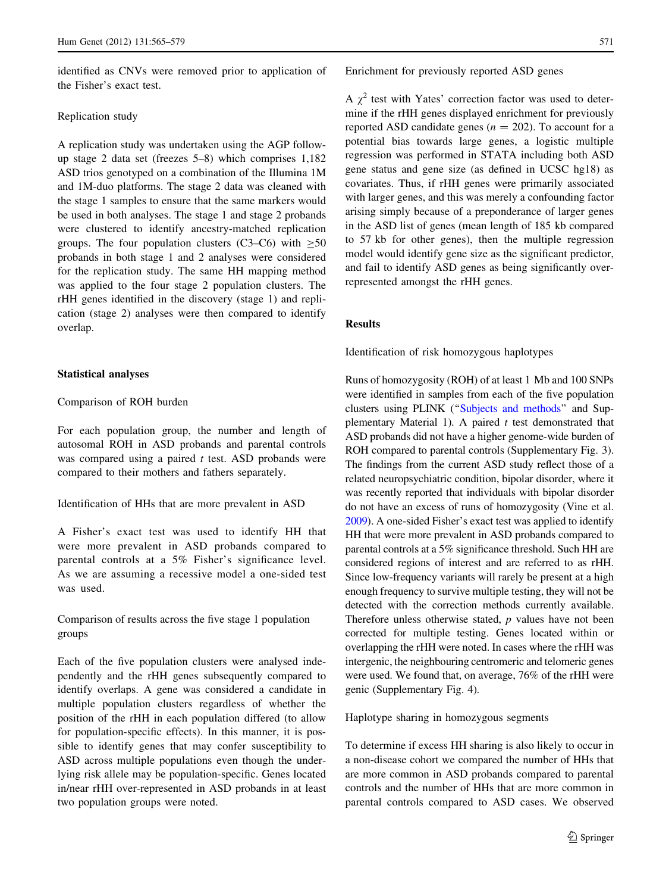identified as CNVs were removed prior to application of the Fisher's exact test.

### Replication study

A replication study was undertaken using the AGP follow-up stage 2 data set (freezes 5–8) which comprises 1,182 ASD trios genotyped on a combination of the Illumina 1M and 1M-duo platforms. The stage 2 data was cleaned with the stage 1 samples to ensure that the same markers would be used in both analyses. The stage 1 and stage 2 probands were clustered to identify ancestry-matched replication groups. The four population clusters (C3–C6) with $\geq$50 probands in both stage 1 and 2 analyses were considered for the replication study. The same HH mapping method was applied to the four stage 2 population clusters. The rHH genes identified in the discovery (stage 1) and replication (stage 2) analyses were then compared to identify overlap.

## Statistical analyses

### Comparison of ROH burden

For each population group, the number and length of autosomal ROH in ASD probands and parental controls was compared using a paired *t* test. ASD probands were compared to their mothers and fathers separately.

### Identification of HHs that are more prevalent in ASD

A Fisher's exact test was used to identify HH that were more prevalent in ASD probands compared to parental controls at a 5% Fisher's significance level. As we are assuming a recessive model a one-sided test was used.

### Comparison of results across the five stage 1 population groups

Each of the five population clusters were analysed independently and the rHH genes subsequently compared to identify overlaps. A gene was considered a candidate in multiple population clusters regardless of whether the position of the rHH in each population differed (to allow for population-specific effects). In this manner, it is possible to identify genes that may confer susceptibility to ASD across multiple populations even though the underlying risk allele may be population-specific. Genes located in/near rHH over-represented in ASD probands in at least two population groups were noted.

### Enrichment for previously reported ASD genes

A $\chi^2$ test with Yates' correction factor was used to determine if the rHH genes displayed enrichment for previously reported ASD candidate genes ($n = 202$). To account for a potential bias towards large genes, a logistic multiple regression was performed in STATA including both ASD gene status and gene size (as defined in UCSC hg18) as covariates. Thus, if rHH genes were primarily associated with larger genes, and this was merely a confounding factor arising simply because of a preponderance of larger genes in the ASD list of genes (mean length of 185 kb compared to 57 kb for other genes), then the multiple regression model would identify gene size as the significant predictor, and fail to identify ASD genes as being significantly over-represented amongst the rHH genes.

## Results

### Identification of risk homozygous haplotypes

Runs of homozygosity (ROH) of at least 1 Mb and 100 SNPs were identified in samples from each of the five population clusters using PLINK ("Subjects and methods" and Supplementary Material 1). A paired *t* test demonstrated that ASD probands did not have a higher genome-wide burden of ROH compared to parental controls (Supplementary Fig. 3). The findings from the current ASD study reflect those of a related neuropsychiatric condition, bipolar disorder, where it was recently reported that individuals with bipolar disorder do not have an excess of runs of homozygosity (Vine et al. 2009). A one-sided Fisher's exact test was applied to identify HH that were more prevalent in ASD probands compared to parental controls at a 5% significance threshold. Such HH are considered regions of interest and are referred to as rHH. Since low-frequency variants will rarely be present at a high enough frequency to survive multiple testing, they will not be detected with the correction methods currently available. Therefore unless otherwise stated, *p* values have not been corrected for multiple testing. Genes located within or overlapping the rHH were noted. In cases where the rHH was intergenic, the neighbouring centromeric and telomeric genes were used. We found that, on average, 76% of the rHH were genic (Supplementary Fig. 4).

### Haplotype sharing in homozygous segments

To determine if excess HH sharing is also likely to occur in a non-disease cohort we compared the number of HHs that are more common in ASD probands compared to parental controls and the number of HHs that are more common in parental controls compared to ASD cases. We observed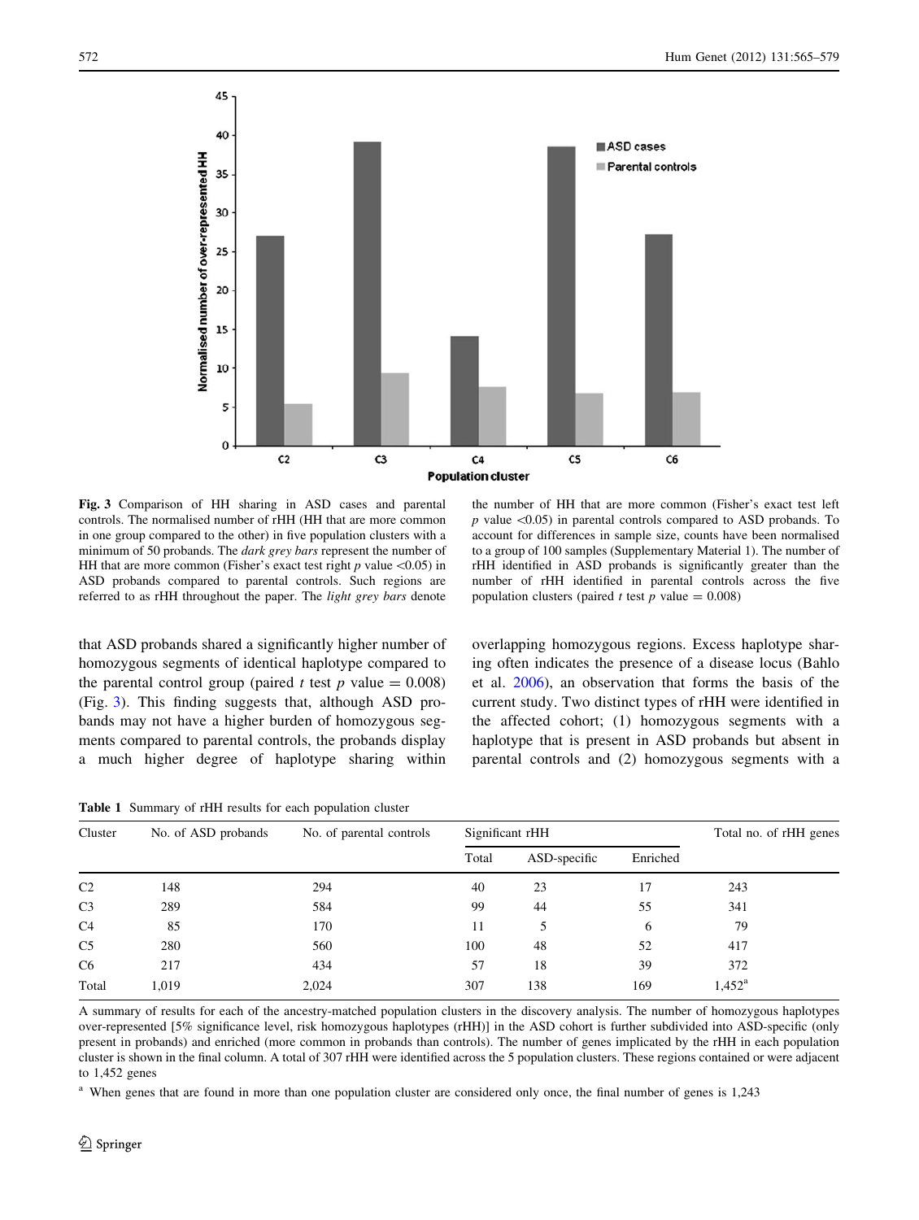**Fig. 3** Comparison of HH sharing in ASD cases and parental controls. The normalised number of rHH (HH that are more common in one group compared to the other) in five population clusters with a minimum of 50 probands. The *dark grey bars* represent the number of HH that are more common (Fisher's exact test right $p$ value $<0.05$) in ASD probands compared to parental controls. Such regions are referred to as rHH throughout the paper. The *light grey bars* denote the number of HH that are more common (Fisher's exact test left $p$ value $<0.05$) in parental controls compared to ASD probands. To account for differences in sample size, counts have been normalised to a group of 100 samples (Supplementary Material 1). The number of rHH identified in ASD probands is significantly greater than the number of rHH identified in parental controls across the five population clusters (paired $t$ test $p$ value $= 0.008$)

that ASD probands shared a significantly higher number of homozygous segments of identical haplotype compared to the parental control group (paired $t$ test $p$ value $= 0.008$) (Fig. 3). This finding suggests that, although ASD probands may not have a higher burden of homozygous segments compared to parental controls, the probands display a much higher degree of haplotype sharing within overlapping homozygous regions. Excess haplotype sharing often indicates the presence of a disease locus (Bahlo et al. 2006), an observation that forms the basis of the current study. Two distinct types of rHH were identified in the affected cohort; (1) homozygous segments with a haplotype that is present in ASD probands but absent in parental controls and (2) homozygous segments with a

**Table 1** Summary of rHH results for each population cluster

| Cluster | No. of ASD probands | No. of parental controls | Significant rHH | | | Total no. of rHH genes |
|---|---|---|---|---|---|---|
| | | | Total | ASD-specific | Enriched | |
| C2 | 148 | 294 | 40 | 23 | 17 | 243 |
| C3 | 289 | 584 | 99 | 44 | 55 | 341 |
| C4 | 85 | 170 | 11 | 5 | 6 | 79 |
| C5 | 280 | 560 | 100 | 48 | 52 | 417 |
| C6 | 217 | 434 | 57 | 18 | 39 | 372 |
| Total | 1,019 | 2,024 | 307 | 138 | 169 | 1,452[a] |

A summary of results for each of the ancestry-matched population clusters in the discovery analysis. The number of homozygous haplotypes over-represented [5% significance level, risk homozygous haplotypes (rHH)] in the ASD cohort is further subdivided into ASD-specific (only present in probands) and enriched (more common in probands than controls). The number of genes implicated by the rHH in each population cluster is shown in the final column. A total of 307 rHH were identified across the 5 population clusters. These regions contained or were adjacent to 1,452 genes

[a] When genes that are found in more than one population cluster are considered only once, the final number of genes is 1,243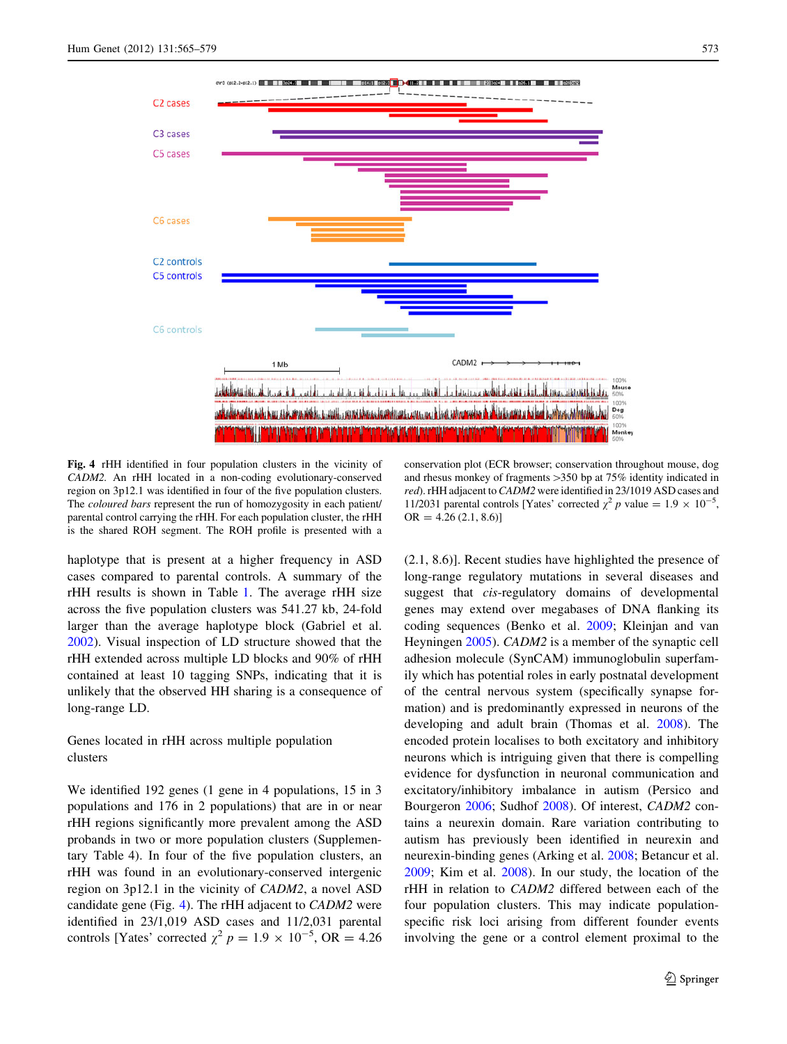**Fig. 4** rHH identified in four population clusters in the vicinity of *CADM2*. An rHH located in a non-coding evolutionary-conserved region on 3p12.1 was identified in four of the five population clusters. The *coloured bars* represent the run of homozygosity in each patient/parental control carrying the rHH. For each population cluster, the rHH is the shared ROH segment. The ROH profile is presented with a conservation plot (ECR browser; conservation throughout mouse, dog and rhesus monkey of fragments >350 bp at 75% identity indicated in *red*). rHH adjacent to *CADM2* were identified in 23/1019 ASD cases and 11/2031 parental controls [Yates' corrected $\chi^2$ *p* value = $1.9 \times 10^{-5}$, OR = 4.26 (2.1, 8.6)]

haplotype that is present at a higher frequency in ASD cases compared to parental controls. A summary of the rHH results is shown in Table 1. The average rHH size across the five population clusters was 541.27 kb, 24-fold larger than the average haplotype block (Gabriel et al. 2002). Visual inspection of LD structure showed that the rHH extended across multiple LD blocks and 90% of rHH contained at least 10 tagging SNPs, indicating that it is unlikely that the observed HH sharing is a consequence of long-range LD.

### Genes located in rHH across multiple population clusters

We identified 192 genes (1 gene in 4 populations, 15 in 3 populations and 176 in 2 populations) that are in or near rHH regions significantly more prevalent among the ASD probands in two or more population clusters (Supplementary Table 4). In four of the five population clusters, an rHH was found in an evolutionary-conserved intergenic region on 3p12.1 in the vicinity of *CADM2*, a novel ASD candidate gene (Fig. 4). The rHH adjacent to *CADM2* were identified in 23/1,019 ASD cases and 11/2,031 parental controls [Yates' corrected $\chi^2$ $p = 1.9 \times 10^{-5}$, OR = 4.26 (2.1, 8.6)]. Recent studies have highlighted the presence of long-range regulatory mutations in several diseases and suggest that *cis*-regulatory domains of developmental genes may extend over megabases of DNA flanking its coding sequences (Benko et al. 2009; Kleinjan and van Heyningen 2005). *CADM2* is a member of the synaptic cell adhesion molecule (SynCAM) immunoglobulin superfamily which has potential roles in early postnatal development of the central nervous system (specifically synapse formation) and is predominantly expressed in neurons of the developing and adult brain (Thomas et al. 2008). The encoded protein localises to both excitatory and inhibitory neurons which is intriguing given that there is compelling evidence for dysfunction in neuronal communication and excitatory/inhibitory imbalance in autism (Persico and Bourgeron 2006; Sudhof 2008). Of interest, *CADM2* contains a neurexin domain. Rare variation contributing to autism has previously been identified in neurexin and neurexin-binding genes (Arking et al. 2008; Betancur et al. 2009; Kim et al. 2008). In our study, the location of the rHH in relation to *CADM2* differed between each of the four population clusters. This may indicate population-specific risk loci arising from different founder events involving the gene or a control element proximal to the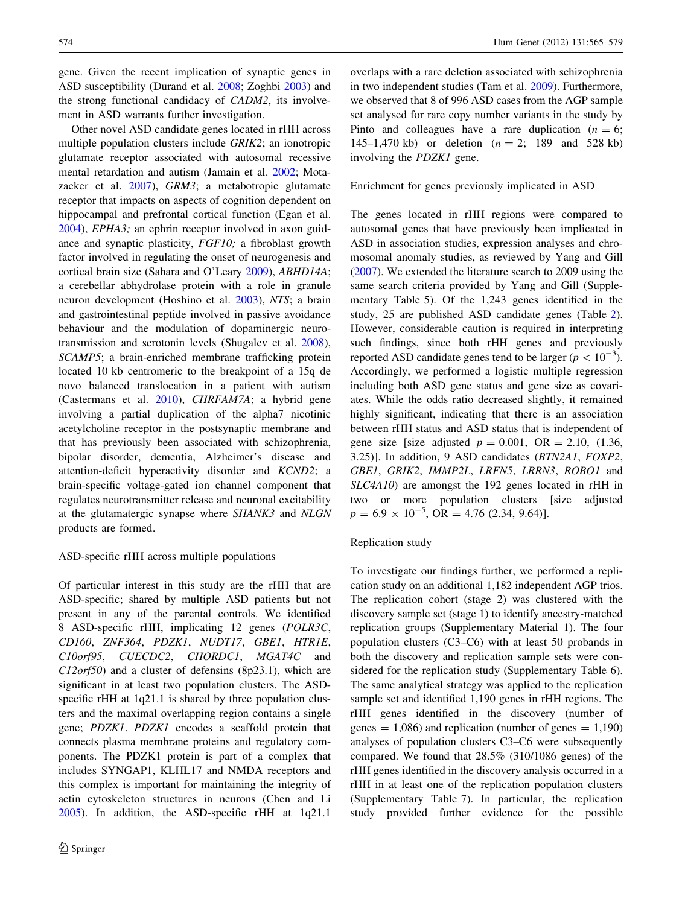gene. Given the recent implication of synaptic genes in ASD susceptibility (Durand et al. 2008; Zoghbi 2003) and the strong functional candidacy of *CADM2*, its involvement in ASD warrants further investigation.

Other novel ASD candidate genes located in rHH across multiple population clusters include *GRIK2*; an ionotropic glutamate receptor associated with autosomal recessive mental retardation and autism (Jamain et al. 2002; Motazacker et al. 2007), *GRM3*; a metabotropic glutamate receptor that impacts on aspects of cognition dependent on hippocampal and prefrontal cortical function (Egan et al. 2004), *EPHA3;* an ephrin receptor involved in axon guidance and synaptic plasticity, *FGF10;* a fibroblast growth factor involved in regulating the onset of neurogenesis and cortical brain size (Sahara and O'Leary 2009), *ABHD14A*; a cerebellar abhydrolase protein with a role in granule neuron development (Hoshino et al. 2003), *NTS*; a brain and gastrointestinal peptide involved in passive avoidance behaviour and the modulation of dopaminergic neurotransmission and serotonin levels (Shugalev et al. 2008), *SCAMP5*; a brain-enriched membrane trafficking protein located 10 kb centromeric to the breakpoint of a 15q de novo balanced translocation in a patient with autism (Castermans et al. 2010), *CHRFAM7A*; a hybrid gene involving a partial duplication of the alpha7 nicotinic acetylcholine receptor in the postsynaptic membrane and that has previously been associated with schizophrenia, bipolar disorder, dementia, Alzheimer's disease and attention-deficit hyperactivity disorder and *KCND2*; a brain-specific voltage-gated ion channel component that regulates neurotransmitter release and neuronal excitability at the glutamatergic synapse where *SHANK3* and *NLGN* products are formed.

### ASD-specific rHH across multiple populations

Of particular interest in this study are the rHH that are ASD-specific; shared by multiple ASD patients but not present in any of the parental controls. We identified 8 ASD-specific rHH, implicating 12 genes (*POLR3C*, *CD160*, *ZNF364*, *PDZK1*, *NUDT17*, *GBE1*, *HTR1E*, *C10orf95*, *CUECDC2*, *CHORDC1*, *MGAT4C* and *C12orf50*) and a cluster of defensins (8p23.1), which are significant in at least two population clusters. The ASD-specific rHH at 1q21.1 is shared by three population clusters and the maximal overlapping region contains a single gene; *PDZK1*. *PDZK1* encodes a scaffold protein that connects plasma membrane proteins and regulatory components. The PDZK1 protein is part of a complex that includes SYNGAP1, KLHL17 and NMDA receptors and this complex is important for maintaining the integrity of actin cytoskeleton structures in neurons (Chen and Li 2005). In addition, the ASD-specific rHH at 1q21.1 overlaps with a rare deletion associated with schizophrenia in two independent studies (Tam et al. 2009). Furthermore, we observed that 8 of 996 ASD cases from the AGP sample set analysed for rare copy number variants in the study by Pinto and colleagues have a rare duplication ($n = 6$; 145–1,470 kb) or deletion ($n = 2$; 189 and 528 kb) involving the *PDZK1* gene.

### Enrichment for genes previously implicated in ASD

The genes located in rHH regions were compared to autosomal genes that have previously been implicated in ASD in association studies, expression analyses and chromosomal anomaly studies, as reviewed by Yang and Gill (2007). We extended the literature search to 2009 using the same search criteria provided by Yang and Gill (Supplementary Table 5). Of the 1,243 genes identified in the study, 25 are published ASD candidate genes (Table 2). However, considerable caution is required in interpreting such findings, since both rHH genes and previously reported ASD candidate genes tend to be larger ($p < 10^{-3}$). Accordingly, we performed a logistic multiple regression including both ASD gene status and gene size as covariates. While the odds ratio decreased slightly, it remained highly significant, indicating that there is an association between rHH status and ASD status that is independent of gene size [size adjusted $p = 0.001$, OR = 2.10, (1.36, 3.25)]. In addition, 9 ASD candidates (*BTN2A1*, *FOXP2*, *GBE1*, *GRIK2*, *IMMP2L*, *LRFN5*, *LRRN3*, *ROBO1* and *SLC4A10*) are amongst the 192 genes located in rHH in two or more population clusters [size adjusted $p = 6.9 \times 10^{-5}$, OR = 4.76 (2.34, 9.64)].

### Replication study

To investigate our findings further, we performed a replication study on an additional 1,182 independent AGP trios. The replication cohort (stage 2) was clustered with the discovery sample set (stage 1) to identify ancestry-matched replication groups (Supplementary Material 1). The four population clusters (C3–C6) with at least 50 probands in both the discovery and replication sample sets were considered for the replication study (Supplementary Table 6). The same analytical strategy was applied to the replication sample set and identified 1,190 genes in rHH regions. The rHH genes identified in the discovery (number of genes = 1,086) and replication (number of genes = 1,190) analyses of population clusters C3–C6 were subsequently compared. We found that 28.5% (310/1086 genes) of the rHH genes identified in the discovery analysis occurred in a rHH in at least one of the replication population clusters (Supplementary Table 7). In particular, the replication study provided further evidence for the possible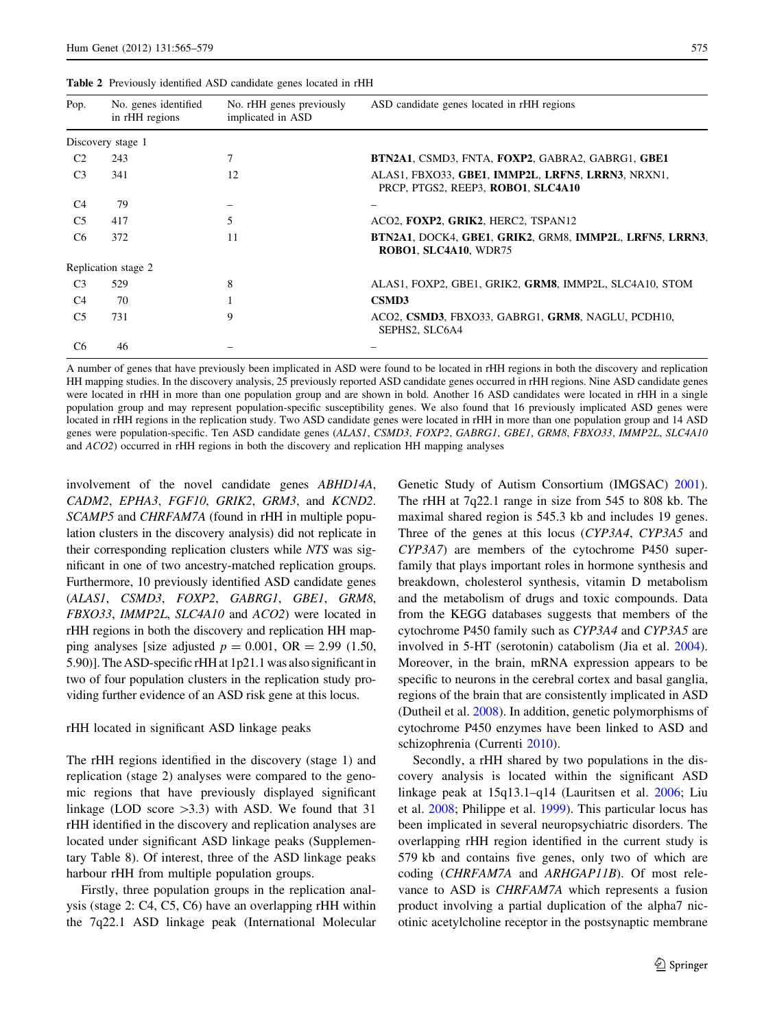**Table 2** Previously identified ASD candidate genes located in rHH

| Pop. | No. genes identified in rHH regions | No. rHH genes previously implicated in ASD | ASD candidate genes located in rHH regions |
|---|---|---|---|
| Discovery stage 1 | | | |
| C2 | 243 | 7 | **BTN2A1**, CSMD3, FNTA, **FOXP2**, GABRA2, GABRG1, **GBE1** |
| C3 | 341 | 12 | ALAS1, FBXO33, **GBE1**, **IMMP2L**, **LRFN5**, **LRRN3**, NRXN1, PRCP, PTGS2, REEP3, **ROBO1**, **SLC4A10** |
| C4 | 79 | – | – |
| C5 | 417 | 5 | ACO2, **FOXP2**, **GRIK2**, HERC2, TSPAN12 |
| C6 | 372 | 11 | **BTN2A1**, DOCK4, **GBE1**, **GRIK2**, GRM8, **IMMP2L**, **LRFN5**, **LRRN3**, **ROBO1**, **SLC4A10**, WDR75 |
| Replication stage 2 | | | |
| C3 | 529 | 8 | ALAS1, FOXP2, GBE1, GRIK2, **GRM8**, IMMP2L, SLC4A10, STOM |
| C4 | 70 | 1 | **CSMD3** |
| C5 | 731 | 9 | ACO2, **CSMD3**, FBXO33, GABRG1, **GRM8**, NAGLU, PCDH10, SEPHS2, SLC6A4 |
| C6 | 46 | – | – |

A number of genes that have previously been implicated in ASD were found to be located in rHH regions in both the discovery and replication HH mapping studies. In the discovery analysis, 25 previously reported ASD candidate genes occurred in rHH regions. Nine ASD candidate genes were located in rHH in more than one population group and are shown in bold. Another 16 ASD candidates were located in rHH in a single population group and may represent population-specific susceptibility genes. We also found that 16 previously implicated ASD genes were located in rHH regions in the replication study. Two ASD candidate genes were located in rHH in more than one population group and 14 ASD genes were population-specific. Ten ASD candidate genes (*ALAS1*, *CSMD3*, *FOXP2*, *GABRG1*, *GBE1*, *GRM8*, *FBXO33*, *IMMP2L*, *SLC4A10* and *ACO2*) occurred in rHH regions in both the discovery and replication HH mapping analyses

involvement of the novel candidate genes *ABHD14A*, *CADM2*, *EPHA3*, *FGF10*, *GRIK2*, *GRM3*, and *KCND2*. *SCAMP5* and *CHRFAM7A* (found in rHH in multiple population clusters in the discovery analysis) did not replicate in their corresponding replication clusters while *NTS* was significant in one of two ancestry-matched replication groups. Furthermore, 10 previously identified ASD candidate genes (*ALAS1*, *CSMD3*, *FOXP2*, *GABRG1*, *GBE1*, *GRM8*, *FBXO33*, *IMMP2L*, *SLC4A10* and *ACO2*) were located in rHH regions in both the discovery and replication HH mapping analyses [size adjusted $p = 0.001$, OR = 2.99 (1.50, 5.90)]. The ASD-specific rHH at 1p21.1 was also significant in two of four population clusters in the replication study providing further evidence of an ASD risk gene at this locus.

### rHH located in significant ASD linkage peaks

The rHH regions identified in the discovery (stage 1) and replication (stage 2) analyses were compared to the genomic regions that have previously displayed significant linkage (LOD score >3.3) with ASD. We found that 31 rHH identified in the discovery and replication analyses are located under significant ASD linkage peaks (Supplementary Table 8). Of interest, three of the ASD linkage peaks harbour rHH from multiple population groups.

Firstly, three population groups in the replication analysis (stage 2: C4, C5, C6) have an overlapping rHH within the 7q22.1 ASD linkage peak (International Molecular Genetic Study of Autism Consortium (IMGSAC) 2001). The rHH at 7q22.1 range in size from 545 to 808 kb. The maximal shared region is 545.3 kb and includes 19 genes. Three of the genes at this locus (*CYP3A4*, *CYP3A5* and *CYP3A7*) are members of the cytochrome P450 superfamily that plays important roles in hormone synthesis and breakdown, cholesterol synthesis, vitamin D metabolism and the metabolism of drugs and toxic compounds. Data from the KEGG databases suggests that members of the cytochrome P450 family such as *CYP3A4* and *CYP3A5* are involved in 5-HT (serotonin) catabolism (Jia et al. 2004). Moreover, in the brain, mRNA expression appears to be specific to neurons in the cerebral cortex and basal ganglia, regions of the brain that are consistently implicated in ASD (Dutheil et al. 2008). In addition, genetic polymorphisms of cytochrome P450 enzymes have been linked to ASD and schizophrenia (Currenti 2010).

Secondly, a rHH shared by two populations in the discovery analysis is located within the significant ASD linkage peak at 15q13.1–q14 (Lauritsen et al. 2006; Liu et al. 2008; Philippe et al. 1999). This particular locus has been implicated in several neuropsychiatric disorders. The overlapping rHH region identified in the current study is 579 kb and contains five genes, only two of which are coding (*CHRFAM7A* and *ARHGAP11B*). Of most relevance to ASD is *CHRFAM7A* which represents a fusion product involving a partial duplication of the alpha7 nicotinic acetylcholine receptor in the postsynaptic membrane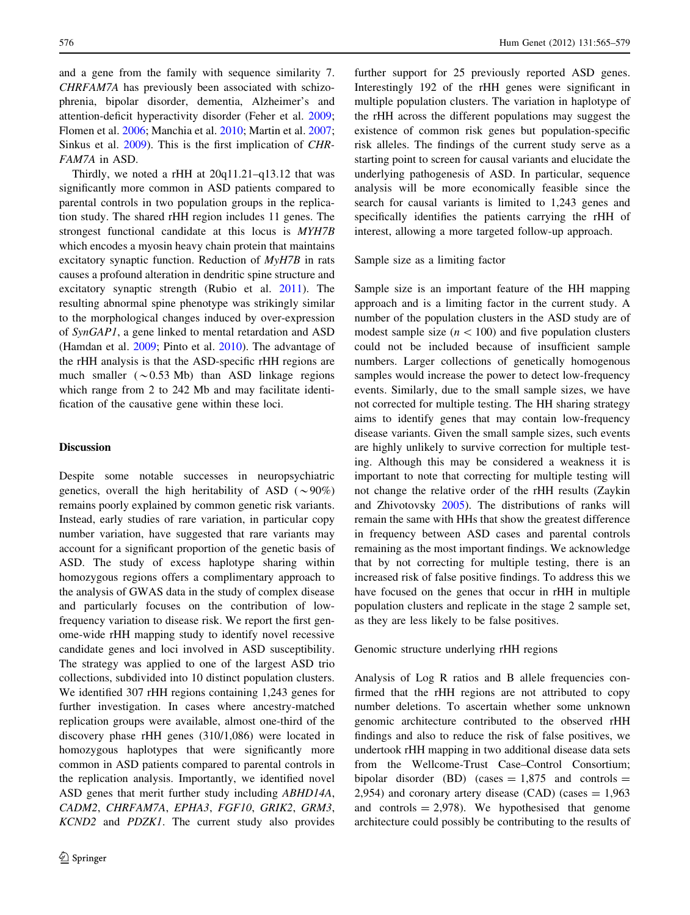and a gene from the family with sequence similarity 7. *CHRFAM7A* has previously been associated with schizophrenia, bipolar disorder, dementia, Alzheimer's and attention-deficit hyperactivity disorder (Feher et al. 2009; Flomen et al. 2006; Manchia et al. 2010; Martin et al. 2007; Sinkus et al. 2009). This is the first implication of *CHRFAM7A* in ASD.

Thirdly, we noted a rHH at 20q11.21–q13.12 that was significantly more common in ASD patients compared to parental controls in two population groups in the replication study. The shared rHH region includes 11 genes. The strongest functional candidate at this locus is *MYH7B* which encodes a myosin heavy chain protein that maintains excitatory synaptic function. Reduction of *MyH7B* in rats causes a profound alteration in dendritic spine structure and excitatory synaptic strength (Rubio et al. 2011). The resulting abnormal spine phenotype was strikingly similar to the morphological changes induced by over-expression of *SynGAP1*, a gene linked to mental retardation and ASD (Hamdan et al. 2009; Pinto et al. 2010). The advantage of the rHH analysis is that the ASD-specific rHH regions are much smaller (~0.53 Mb) than ASD linkage regions which range from 2 to 242 Mb and may facilitate identification of the causative gene within these loci.

## Discussion

Despite some notable successes in neuropsychiatric genetics, overall the high heritability of ASD (~90%) remains poorly explained by common genetic risk variants. Instead, early studies of rare variation, in particular copy number variation, have suggested that rare variants may account for a significant proportion of the genetic basis of ASD. The study of excess haplotype sharing within homozygous regions offers a complimentary approach to the analysis of GWAS data in the study of complex disease and particularly focuses on the contribution of low-frequency variation to disease risk. We report the first genome-wide rHH mapping study to identify novel recessive candidate genes and loci involved in ASD susceptibility. The strategy was applied to one of the largest ASD trio collections, subdivided into 10 distinct population clusters. We identified 307 rHH regions containing 1,243 genes for further investigation. In cases where ancestry-matched replication groups were available, almost one-third of the discovery phase rHH genes (310/1,086) were located in homozygous haplotypes that were significantly more common in ASD patients compared to parental controls in the replication analysis. Importantly, we identified novel ASD genes that merit further study including *ABHD14A*, *CADM2*, *CHRFAM7A*, *EPHA3*, *FGF10*, *GRIK2*, *GRM3*, *KCND2* and *PDZK1*. The current study also provides further support for 25 previously reported ASD genes. Interestingly 192 of the rHH genes were significant in multiple population clusters. The variation in haplotype of the rHH across the different populations may suggest the existence of common risk genes but population-specific risk alleles. The findings of the current study serve as a starting point to screen for causal variants and elucidate the underlying pathogenesis of ASD. In particular, sequence analysis will be more economically feasible since the search for causal variants is limited to 1,243 genes and specifically identifies the patients carrying the rHH of interest, allowing a more targeted follow-up approach.

### Sample size as a limiting factor

Sample size is an important feature of the HH mapping approach and is a limiting factor in the current study. A number of the population clusters in the ASD study are of modest sample size ($n < 100$) and five population clusters could not be included because of insufficient sample numbers. Larger collections of genetically homogenous samples would increase the power to detect low-frequency events. Similarly, due to the small sample sizes, we have not corrected for multiple testing. The HH sharing strategy aims to identify genes that may contain low-frequency disease variants. Given the small sample sizes, such events are highly unlikely to survive correction for multiple testing. Although this may be considered a weakness it is important to note that correcting for multiple testing will not change the relative order of the rHH results (Zaykin and Zhivotovsky 2005). The distributions of ranks will remain the same with HHs that show the greatest difference in frequency between ASD cases and parental controls remaining as the most important findings. We acknowledge that by not correcting for multiple testing, there is an increased risk of false positive findings. To address this we have focused on the genes that occur in rHH in multiple population clusters and replicate in the stage 2 sample set, as they are less likely to be false positives.

### Genomic structure underlying rHH regions

Analysis of Log R ratios and B allele frequencies confirmed that the rHH regions are not attributed to copy number deletions. To ascertain whether some unknown genomic architecture contributed to the observed rHH findings and also to reduce the risk of false positives, we undertook rHH mapping in two additional disease data sets from the Wellcome-Trust Case–Control Consortium; bipolar disorder (BD) (cases = 1,875 and controls = 2,954) and coronary artery disease (CAD) (cases = 1,963 and controls = 2,978). We hypothesised that genome architecture could possibly be contributing to the results of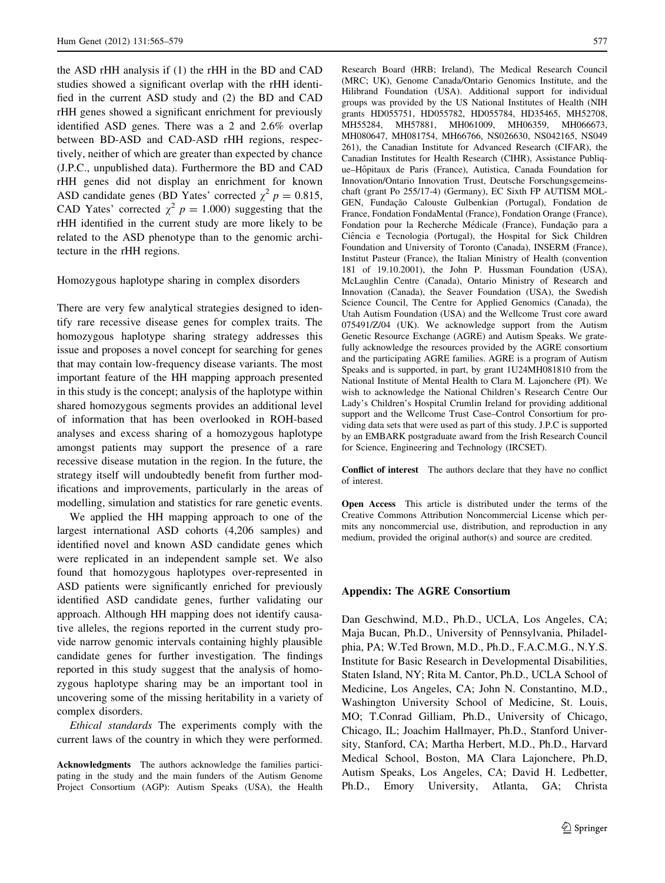the ASD rHH analysis if (1) the rHH in the BD and CAD studies showed a significant overlap with the rHH identified in the current ASD study and (2) the BD and CAD rHH genes showed a significant enrichment for previously identified ASD genes. There was a 2 and 2.6% overlap between BD-ASD and CAD-ASD rHH regions, respectively, neither of which are greater than expected by chance (J.P.C., unpublished data). Furthermore the BD and CAD rHH genes did not display an enrichment for known ASD candidate genes (BD Yates' corrected $\chi^2$ $p = 0.815$, CAD Yates' corrected $\chi^2$ $p = 1.000$) suggesting that the rHH identified in the current study are more likely to be related to the ASD phenotype than to the genomic architecture in the rHH regions.

### Homozygous haplotype sharing in complex disorders

There are very few analytical strategies designed to identify rare recessive disease genes for complex traits. The homozygous haplotype sharing strategy addresses this issue and proposes a novel concept for searching for genes that may contain low-frequency disease variants. The most important feature of the HH mapping approach presented in this study is the concept; analysis of the haplotype within shared homozygous segments provides an additional level of information that has been overlooked in ROH-based analyses and excess sharing of a homozygous haplotype amongst patients may support the presence of a rare recessive disease mutation in the region. In the future, the strategy itself will undoubtedly benefit from further modifications and improvements, particularly in the areas of modelling, simulation and statistics for rare genetic events.

We applied the HH mapping approach to one of the largest international ASD cohorts (4,206 samples) and identified novel and known ASD candidate genes which were replicated in an independent sample set. We also found that homozygous haplotypes over-represented in ASD patients were significantly enriched for previously identified ASD candidate genes, further validating our approach. Although HH mapping does not identify causative alleles, the regions reported in the current study provide narrow genomic intervals containing highly plausible candidate genes for further investigation. The findings reported in this study suggest that the analysis of homozygous haplotype sharing may be an important tool in uncovering some of the missing heritability in a variety of complex disorders.

*Ethical standards* The experiments comply with the current laws of the country in which they were performed.

**Acknowledgments** The authors acknowledge the families participating in the study and the main funders of the Autism Genome Project Consortium (AGP): Autism Speaks (USA), the Health Research Board (HRB; Ireland), The Medical Research Council (MRC; UK), Genome Canada/Ontario Genomics Institute, and the Hilibrand Foundation (USA). Additional support for individual groups was provided by the US National Institutes of Health (NIH grants HD055751, HD055782, HD055784, HD35465, MH52708, MH55284, MH57881, MH061009, MH06359, MH066673, MH080647, MH081754, MH66766, NS026630, NS042165, NS049 261), the Canadian Institute for Advanced Research (CIFAR), the Canadian Institutes for Health Research (CIHR), Assistance Publique–Hôpitaux de Paris (France), Autistica, Canada Foundation for Innovation/Ontario Innovation Trust, Deutsche Forschungsgemeinschaft (grant Po 255/17-4) (Germany), EC Sixth FP AUTISM MOLGEN, Fundação Calouste Gulbenkian (Portugal), Fondation de France, Fondation FondaMental (France), Fondation Orange (France), Fondation pour la Recherche Médicale (France), Fundação para a Ciência e Tecnologia (Portugal), the Hospital for Sick Children Foundation and University of Toronto (Canada), INSERM (France), Institut Pasteur (France), the Italian Ministry of Health (convention 181 of 19.10.2001), the John P. Hussman Foundation (USA), McLaughlin Centre (Canada), Ontario Ministry of Research and Innovation (Canada), the Seaver Foundation (USA), the Swedish Science Council, The Centre for Applied Genomics (Canada), the Utah Autism Foundation (USA) and the Wellcome Trust core award 075491/Z/04 (UK). We acknowledge support from the Autism Genetic Resource Exchange (AGRE) and Autism Speaks. We gratefully acknowledge the resources provided by the AGRE consortium and the participating AGRE families. AGRE is a program of Autism Speaks and is supported, in part, by grant 1U24MH081810 from the National Institute of Mental Health to Clara M. Lajonchere (PI). We wish to acknowledge the National Children's Research Centre Our Lady's Children's Hospital Crumlin Ireland for providing additional support and the Wellcome Trust Case–Control Consortium for providing data sets that were used as part of this study. J.P.C is supported by an EMBARK postgraduate award from the Irish Research Council for Science, Engineering and Technology (IRCSET).

**Conflict of interest** The authors declare that they have no conflict of interest.

**Open Access** This article is distributed under the terms of the Creative Commons Attribution Noncommercial License which permits any noncommercial use, distribution, and reproduction in any medium, provided the original author(s) and source are credited.

## Appendix: The AGRE Consortium

Dan Geschwind, M.D., Ph.D., UCLA, Los Angeles, CA; Maja Bucan, Ph.D., University of Pennsylvania, Philadelphia, PA; W.Ted Brown, M.D., Ph.D., F.A.C.M.G., N.Y.S. Institute for Basic Research in Developmental Disabilities, Staten Island, NY; Rita M. Cantor, Ph.D., UCLA School of Medicine, Los Angeles, CA; John N. Constantino, M.D., Washington University School of Medicine, St. Louis, MO; T.Conrad Gilliam, Ph.D., University of Chicago, Chicago, IL; Joachim Hallmayer, Ph.D., Stanford University, Stanford, CA; Martha Herbert, M.D., Ph.D., Harvard Medical School, Boston, MA Clara Lajonchere, Ph.D, Autism Speaks, Los Angeles, CA; David H. Ledbetter, Ph.D., Emory University, Atlanta, GA; Christa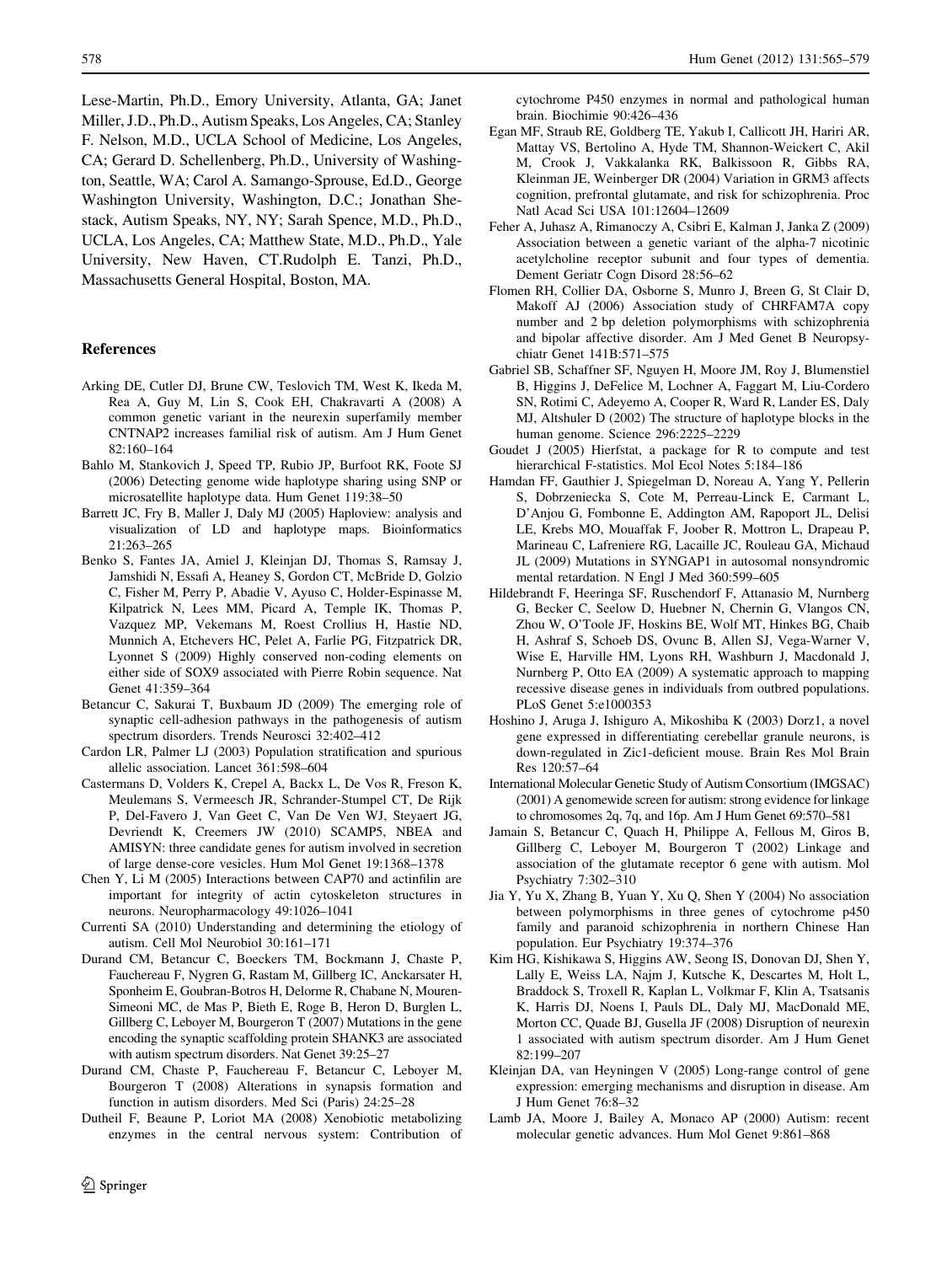Lese-Martin, Ph.D., Emory University, Atlanta, GA; Janet Miller, J.D., Ph.D., Autism Speaks, Los Angeles, CA; Stanley F. Nelson, M.D., UCLA School of Medicine, Los Angeles, CA; Gerard D. Schellenberg, Ph.D., University of Washington, Seattle, WA; Carol A. Samango-Sprouse, Ed.D., George Washington University, Washington, D.C.; Jonathan Shestack, Autism Speaks, NY, NY; Sarah Spence, M.D., Ph.D., UCLA, Los Angeles, CA; Matthew State, M.D., Ph.D., Yale University, New Haven, CT.Rudolph E. Tanzi, Ph.D., Massachusetts General Hospital, Boston, MA.

## References

- Arking DE, Cutler DJ, Brune CW, Teslovich TM, West K, Ikeda M, Rea A, Guy M, Lin S, Cook EH, Chakravarti A (2008) A common genetic variant in the neurexin superfamily member CNTNAP2 increases familial risk of autism. Am J Hum Genet 82:160–164
- Bahlo M, Stankovich J, Speed TP, Rubio JP, Burfoot RK, Foote SJ (2006) Detecting genome wide haplotype sharing using SNP or microsatellite haplotype data. Hum Genet 119:38–50
- Barrett JC, Fry B, Maller J, Daly MJ (2005) Haploview: analysis and visualization of LD and haplotype maps. Bioinformatics 21:263–265
- Benko S, Fantes JA, Amiel J, Kleinjan DJ, Thomas S, Ramsay J, Jamshidi N, Essafi A, Heaney S, Gordon CT, McBride D, Golzio C, Fisher M, Perry P, Abadie V, Ayuso C, Holder-Espinasse M, Kilpatrick N, Lees MM, Picard A, Temple IK, Thomas P, Vazquez MP, Vekemans M, Roest Crollius H, Hastie ND, Munnich A, Etchevers HC, Pelet A, Farlie PG, Fitzpatrick DR, Lyonnet S (2009) Highly conserved non-coding elements on either side of SOX9 associated with Pierre Robin sequence. Nat Genet 41:359–364
- Betancur C, Sakurai T, Buxbaum JD (2009) The emerging role of synaptic cell-adhesion pathways in the pathogenesis of autism spectrum disorders. Trends Neurosci 32:402–412
- Cardon LR, Palmer LJ (2003) Population stratification and spurious allelic association. Lancet 361:598–604
- Castermans D, Volders K, Crepel A, Backx L, De Vos R, Freson K, Meulemans S, Vermeesch JR, Schrander-Stumpel CT, De Rijk P, Del-Favero J, Van Geet C, Van De Ven WJ, Steyaert JG, Devriendt K, Creemers JW (2010) SCAMP5, NBEA and AMISYN: three candidate genes for autism involved in secretion of large dense-core vesicles. Hum Mol Genet 19:1368–1378
- Chen Y, Li M (2005) Interactions between CAP70 and actinfilin are important for integrity of actin cytoskeleton structures in neurons. Neuropharmacology 49:1026–1041
- Currenti SA (2010) Understanding and determining the etiology of autism. Cell Mol Neurobiol 30:161–171
- Durand CM, Betancur C, Boeckers TM, Bockmann J, Chaste P, Fauchereau F, Nygren G, Rastam M, Gillberg IC, Anckarsater H, Sponheim E, Goubran-Botros H, Delorme R, Chabane N, Mouren-Simeoni MC, de Mas P, Bieth E, Roge B, Heron D, Burglen L, Gillberg C, Leboyer M, Bourgeron T (2007) Mutations in the gene encoding the synaptic scaffolding protein SHANK3 are associated with autism spectrum disorders. Nat Genet 39:25–27
- Durand CM, Chaste P, Fauchereau F, Betancur C, Leboyer M, Bourgeron T (2008) Alterations in synapsis formation and function in autism disorders. Med Sci (Paris) 24:25–28
- Dutheil F, Beaune P, Loriot MA (2008) Xenobiotic metabolizing enzymes in the central nervous system: Contribution of cytochrome P450 enzymes in normal and pathological human brain. Biochimie 90:426–436
- Egan MF, Straub RE, Goldberg TE, Yakub I, Callicott JH, Hariri AR, Mattay VS, Bertolino A, Hyde TM, Shannon-Weickert C, Akil M, Crook J, Vakkalanka RK, Balkissoon R, Gibbs RA, Kleinman JE, Weinberger DR (2004) Variation in GRM3 affects cognition, prefrontal glutamate, and risk for schizophrenia. Proc Natl Acad Sci USA 101:12604–12609
- Feher A, Juhasz A, Rimanoczy A, Csibri E, Kalman J, Janka Z (2009) Association between a genetic variant of the alpha-7 nicotinic acetylcholine receptor subunit and four types of dementia. Dement Geriatr Cogn Disord 28:56–62
- Flomen RH, Collier DA, Osborne S, Munro J, Breen G, St Clair D, Makoff AJ (2006) Association study of CHRFAM7A copy number and 2 bp deletion polymorphisms with schizophrenia and bipolar affective disorder. Am J Med Genet B Neuropsychiatr Genet 141B:571–575
- Gabriel SB, Schaffner SF, Nguyen H, Moore JM, Roy J, Blumenstiel B, Higgins J, DeFelice M, Lochner A, Faggart M, Liu-Cordero SN, Rotimi C, Adeyemo A, Cooper R, Ward R, Lander ES, Daly MJ, Altshuler D (2002) The structure of haplotype blocks in the human genome. Science 296:2225–2229
- Goudet J (2005) Hierfstat, a package for R to compute and test hierarchical F-statistics. Mol Ecol Notes 5:184–186
- Hamdan FF, Gauthier J, Spiegelman D, Noreau A, Yang Y, Pellerin S, Dobrzeniecka S, Cote M, Perreau-Linck E, Carmant L, D'Anjou G, Fombonne E, Addington AM, Rapoport JL, Delisi LE, Krebs MO, Mouaffak F, Joober R, Mottron L, Drapeau P, Marineau C, Lafreniere RG, Lacaille JC, Rouleau GA, Michaud JL (2009) Mutations in SYNGAP1 in autosomal nonsyndromic mental retardation. N Engl J Med 360:599–605
- Hildebrandt F, Heeringa SF, Ruschendorf F, Attanasio M, Nurnberg G, Becker C, Seelow D, Huebner N, Chernin G, Vlangos CN, Zhou W, O'Toole JF, Hoskins BE, Wolf MT, Hinkes BG, Chaib H, Ashraf S, Schoeb DS, Ovunc B, Allen SJ, Vega-Warner V, Wise E, Harville HM, Lyons RH, Washburn J, Macdonald J, Nurnberg P, Otto EA (2009) A systematic approach to mapping recessive disease genes in individuals from outbred populations. PLoS Genet 5:e1000353
- Hoshino J, Aruga J, Ishiguro A, Mikoshiba K (2003) Dorz1, a novel gene expressed in differentiating cerebellar granule neurons, is down-regulated in Zic1-deficient mouse. Brain Res Mol Brain Res 120:57–64
- International Molecular Genetic Study of Autism Consortium (IMGSAC) (2001) A genomewide screen for autism: strong evidence for linkage to chromosomes 2q, 7q, and 16p. Am J Hum Genet 69:570–581
- Jamain S, Betancur C, Quach H, Philippe A, Fellous M, Giros B, Gillberg C, Leboyer M, Bourgeron T (2002) Linkage and association of the glutamate receptor 6 gene with autism. Mol Psychiatry 7:302–310
- Jia Y, Yu X, Zhang B, Yuan Y, Xu Q, Shen Y (2004) No association between polymorphisms in three genes of cytochrome p450 family and paranoid schizophrenia in northern Chinese Han population. Eur Psychiatry 19:374–376
- Kim HG, Kishikawa S, Higgins AW, Seong IS, Donovan DJ, Shen Y, Lally E, Weiss LA, Najm J, Kutsche K, Descartes M, Holt L, Braddock S, Troxell R, Kaplan L, Volkmar F, Klin A, Tsatsanis K, Harris DJ, Noens I, Pauls DL, Daly MJ, MacDonald ME, Morton CC, Quade BJ, Gusella JF (2008) Disruption of neurexin 1 associated with autism spectrum disorder. Am J Hum Genet 82:199–207
- Kleinjan DA, van Heyningen V (2005) Long-range control of gene expression: emerging mechanisms and disruption in disease. Am J Hum Genet 76:8–32
- Lamb JA, Moore J, Bailey A, Monaco AP (2000) Autism: recent molecular genetic advances. Hum Mol Genet 9:861–868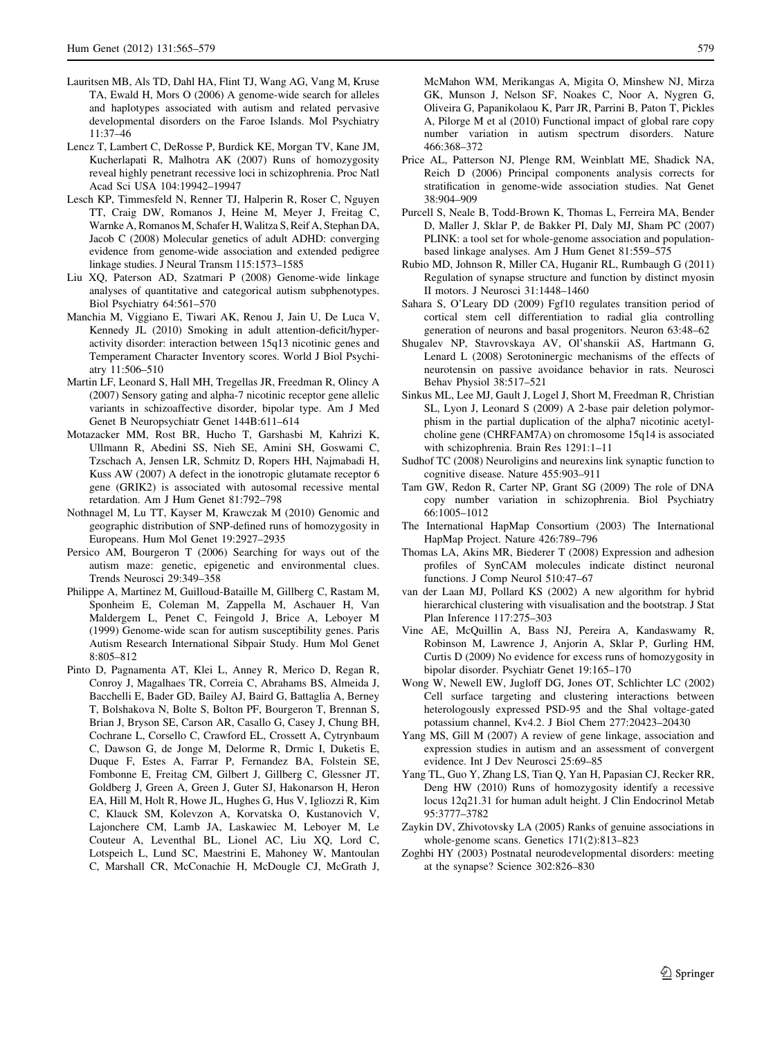Lauritsen MB, Als TD, Dahl HA, Flint TJ, Wang AG, Vang M, Kruse TA, Ewald H, Mors O (2006) A genome-wide search for alleles and haplotypes associated with autism and related pervasive developmental disorders on the Faroe Islands. Mol Psychiatry 11:37–46

Lencz T, Lambert C, DeRosse P, Burdick KE, Morgan TV, Kane JM, Kucherlapati R, Malhotra AK (2007) Runs of homozygosity reveal highly penetrant recessive loci in schizophrenia. Proc Natl Acad Sci USA 104:19942–19947

Lesch KP, Timmesfeld N, Renner TJ, Halperin R, Roser C, Nguyen TT, Craig DW, Romanos J, Heine M, Meyer J, Freitag C, Warnke A, Romanos M, Schafer H, Walitza S, Reif A, Stephan DA, Jacob C (2008) Molecular genetics of adult ADHD: converging evidence from genome-wide association and extended pedigree linkage studies. J Neural Transm 115:1573–1585

Liu XQ, Paterson AD, Szatmari P (2008) Genome-wide linkage analyses of quantitative and categorical autism subphenotypes. Biol Psychiatry 64:561–570

Manchia M, Viggiano E, Tiwari AK, Renou J, Jain U, De Luca V, Kennedy JL (2010) Smoking in adult attention-deficit/hyperactivity disorder: interaction between 15q13 nicotinic genes and Temperament Character Inventory scores. World J Biol Psychiatry 11:506–510

Martin LF, Leonard S, Hall MH, Tregellas JR, Freedman R, Olincy A (2007) Sensory gating and alpha-7 nicotinic receptor gene allelic variants in schizoaffective disorder, bipolar type. Am J Med Genet B Neuropsychiatr Genet 144B:611–614

Motazacker MM, Rost BR, Hucho T, Garshasbi M, Kahrizi K, Ullmann R, Abedini SS, Nieh SE, Amini SH, Goswami C, Tzschach A, Jensen LR, Schmitz D, Ropers HH, Najmabadi H, Kuss AW (2007) A defect in the ionotropic glutamate receptor 6 gene (GRIK2) is associated with autosomal recessive mental retardation. Am J Hum Genet 81:792–798

Nothnagel M, Lu TT, Kayser M, Krawczak M (2010) Genomic and geographic distribution of SNP-defined runs of homozygosity in Europeans. Hum Mol Genet 19:2927–2935

Persico AM, Bourgeron T (2006) Searching for ways out of the autism maze: genetic, epigenetic and environmental clues. Trends Neurosci 29:349–358

Philippe A, Martinez M, Guilloud-Bataille M, Gillberg C, Rastam M, Sponheim E, Coleman M, Zappella M, Aschauer H, Van Maldergem L, Penet C, Feingold J, Brice A, Leboyer M (1999) Genome-wide scan for autism susceptibility genes. Paris Autism Research International Sibpair Study. Hum Mol Genet 8:805–812

Pinto D, Pagnamenta AT, Klei L, Anney R, Merico D, Regan R, Conroy J, Magalhaes TR, Correia C, Abrahams BS, Almeida J, Bacchelli E, Bader GD, Bailey AJ, Baird G, Battaglia A, Berney T, Bolshakova N, Bolte S, Bolton PF, Bourgeron T, Brennan S, Brian J, Bryson SE, Carson AR, Casallo G, Casey J, Chung BH, Cochrane L, Corsello C, Crawford EL, Crossett A, Cytrynbaum C, Dawson G, de Jonge M, Delorme R, Drmic I, Duketis E, Duque F, Estes A, Farrar P, Fernandez BA, Folstein SE, Fombonne E, Freitag CM, Gilbert J, Gillberg C, Glessner JT, Goldberg J, Green A, Green J, Guter SJ, Hakonarson H, Heron EA, Hill M, Holt R, Howe JL, Hughes G, Hus V, Igliozzi R, Kim C, Klauck SM, Kolevzon A, Korvatska O, Kustanovich V, Lajonchere CM, Lamb JA, Laskawiec M, Leboyer M, Le Couteur A, Leventhal BL, Lionel AC, Liu XQ, Lord C, Lotspeich L, Lund SC, Maestrini E, Mahoney W, Mantoulan C, Marshall CR, McConachie H, McDougle CJ, McGrath J, McMahon WM, Merikangas A, Migita O, Minshew NJ, Mirza GK, Munson J, Nelson SF, Noakes C, Noor A, Nygren G, Oliveira G, Papanikolaou K, Parr JR, Parrini B, Paton T, Pickles A, Pilorge M et al (2010) Functional impact of global rare copy number variation in autism spectrum disorders. Nature 466:368–372

Price AL, Patterson NJ, Plenge RM, Weinblatt ME, Shadick NA, Reich D (2006) Principal components analysis corrects for stratification in genome-wide association studies. Nat Genet 38:904–909

Purcell S, Neale B, Todd-Brown K, Thomas L, Ferreira MA, Bender D, Maller J, Sklar P, de Bakker PI, Daly MJ, Sham PC (2007) PLINK: a tool set for whole-genome association and population-based linkage analyses. Am J Hum Genet 81:559–575

Rubio MD, Johnson R, Miller CA, Huganir RL, Rumbaugh G (2011) Regulation of synapse structure and function by distinct myosin II motors. J Neurosci 31:1448–1460

Sahara S, O'Leary DD (2009) Fgf10 regulates transition period of cortical stem cell differentiation to radial glia controlling generation of neurons and basal progenitors. Neuron 63:48–62

Shugalev NP, Stavrovskaya AV, Ol'shanskii AS, Hartmann G, Lenard L (2008) Serotoninergic mechanisms of the effects of neurotensin on passive avoidance behavior in rats. Neurosci Behav Physiol 38:517–521

Sinkus ML, Lee MJ, Gault J, Logel J, Short M, Freedman R, Christian SL, Lyon J, Leonard S (2009) A 2-base pair deletion polymorphism in the partial duplication of the alpha7 nicotinic acetylcholine gene (CHRFAM7A) on chromosome 15q14 is associated with schizophrenia. Brain Res 1291:1–11

Sudhof TC (2008) Neuroligins and neurexins link synaptic function to cognitive disease. Nature 455:903–911

Tam GW, Redon R, Carter NP, Grant SG (2009) The role of DNA copy number variation in schizophrenia. Biol Psychiatry 66:1005–1012

The International HapMap Consortium (2003) The International HapMap Project. Nature 426:789–796

Thomas LA, Akins MR, Biederer T (2008) Expression and adhesion profiles of SynCAM molecules indicate distinct neuronal functions. J Comp Neurol 510:47–67

van der Laan MJ, Pollard KS (2002) A new algorithm for hybrid hierarchical clustering with visualisation and the bootstrap. J Stat Plan Inference 117:275–303

Vine AE, McQuillin A, Bass NJ, Pereira A, Kandaswamy R, Robinson M, Lawrence J, Anjorin A, Sklar P, Gurling HM, Curtis D (2009) No evidence for excess runs of homozygosity in bipolar disorder. Psychiatr Genet 19:165–170

Wong W, Newell EW, Jugloff DG, Jones OT, Schlichter LC (2002) Cell surface targeting and clustering interactions between heterologously expressed PSD-95 and the Shal voltage-gated potassium channel, Kv4.2. J Biol Chem 277:20423–20430

Yang MS, Gill M (2007) A review of gene linkage, association and expression studies in autism and an assessment of convergent evidence. Int J Dev Neurosci 25:69–85

Yang TL, Guo Y, Zhang LS, Tian Q, Yan H, Papasian CJ, Recker RR, Deng HW (2010) Runs of homozygosity identify a recessive locus 12q21.31 for human adult height. J Clin Endocrinol Metab 95:3777–3782

Zaykin DV, Zhivotovsky LA (2005) Ranks of genuine associations in whole-genome scans. Genetics 171(2):813–823

Zoghbi HY (2003) Postnatal neurodevelopmental disorders: meeting at the synapse? Science 302:826–830